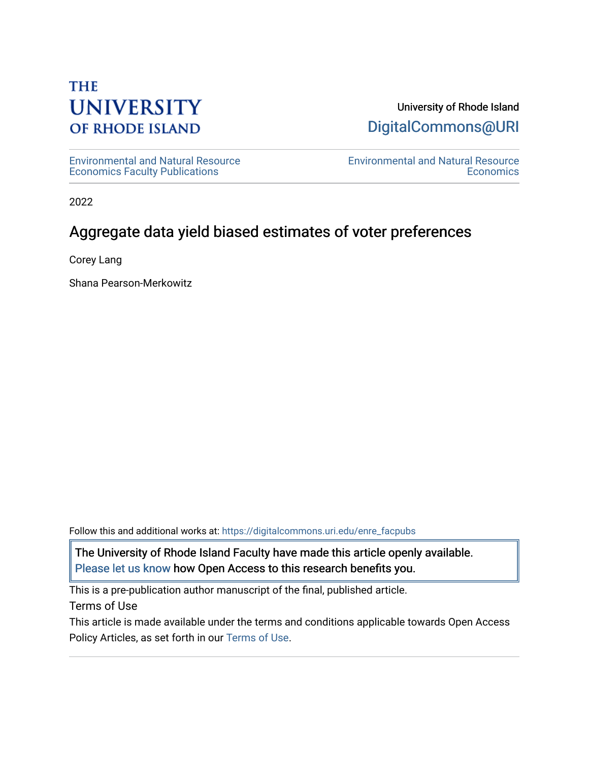THE UNIVERSITY OF RHODE ISLAND

University of Rhode Island
DigitalCommons@URI

Environmental and Natural Resource Economics Faculty Publications | Environmental and Natural Resource Economics

2022

# Aggregate data yield biased estimates of voter preferences

Corey Lang

Shana Pearson-Merkowitz

Follow this and additional works at: https://digitalcommons.uri.edu/enre_facpubs

The University of Rhode Island Faculty have made this article openly available. Please let us know how Open Access to this research benefits you.

This is a pre-publication author manuscript of the final, published article.

Terms of Use

This article is made available under the terms and conditions applicable towards Open Access Policy Articles, as set forth in our Terms of Use.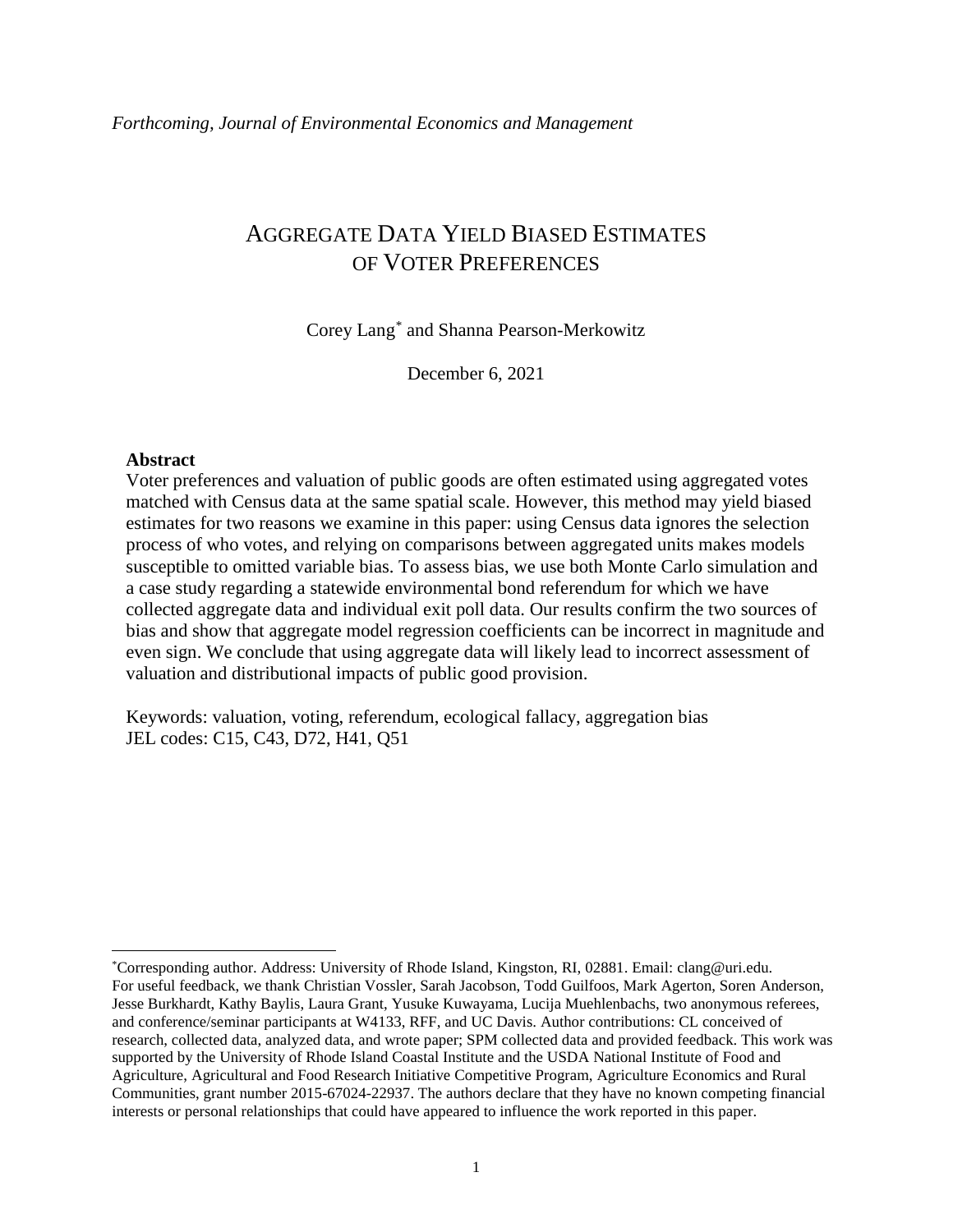*Forthcoming, Journal of Environmental Economics and Management*

# AGGREGATE DATA YIELD BIASED ESTIMATES OF VOTER PREFERENCES

Corey Lang[*] and Shanna Pearson-Merkowitz

December 6, 2021

**Abstract**

Voter preferences and valuation of public goods are often estimated using aggregated votes matched with Census data at the same spatial scale. However, this method may yield biased estimates for two reasons we examine in this paper: using Census data ignores the selection process of who votes, and relying on comparisons between aggregated units makes models susceptible to omitted variable bias. To assess bias, we use both Monte Carlo simulation and a case study regarding a statewide environmental bond referendum for which we have collected aggregate data and individual exit poll data. Our results confirm the two sources of bias and show that aggregate model regression coefficients can be incorrect in magnitude and even sign. We conclude that using aggregate data will likely lead to incorrect assessment of valuation and distributional impacts of public good provision.

Keywords: valuation, voting, referendum, ecological fallacy, aggregation bias
JEL codes: C15, C43, D72, H41, Q51

[*]Corresponding author. Address: University of Rhode Island, Kingston, RI, 02881. Email: clang@uri.edu. For useful feedback, we thank Christian Vossler, Sarah Jacobson, Todd Guilfoos, Mark Agerton, Soren Anderson, Jesse Burkhardt, Kathy Baylis, Laura Grant, Yusuke Kuwayama, Lucija Muehlenbachs, two anonymous referees, and conference/seminar participants at W4133, RFF, and UC Davis. Author contributions: CL conceived of research, collected data, analyzed data, and wrote paper; SPM collected data and provided feedback. This work was supported by the University of Rhode Island Coastal Institute and the USDA National Institute of Food and Agriculture, Agricultural and Food Research Initiative Competitive Program, Agriculture Economics and Rural Communities, grant number 2015-67024-22937. The authors declare that they have no known competing financial interests or personal relationships that could have appeared to influence the work reported in this paper.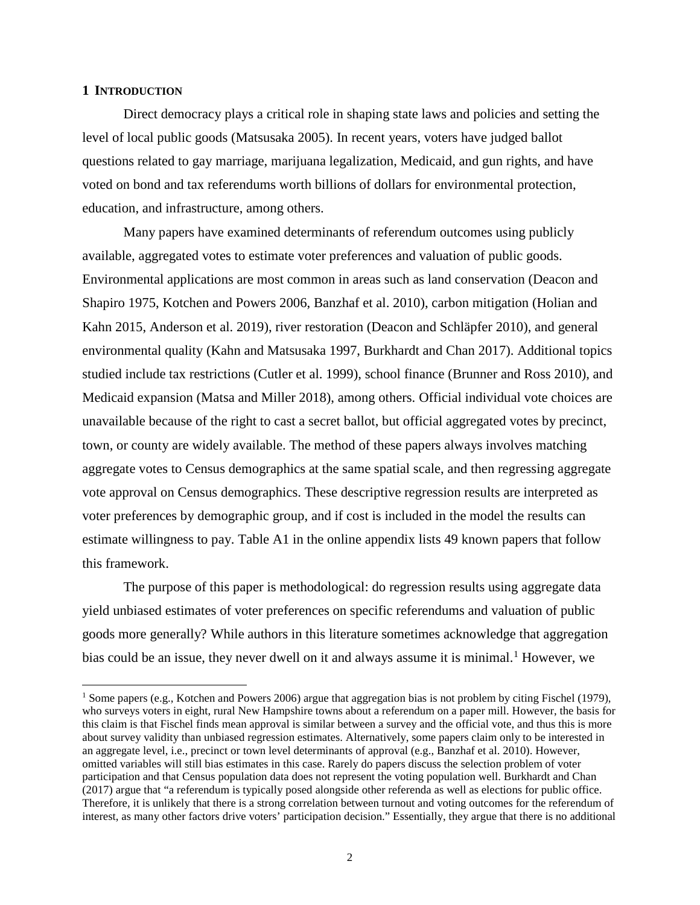## 1 INTRODUCTION

Direct democracy plays a critical role in shaping state laws and policies and setting the level of local public goods (Matsusaka 2005). In recent years, voters have judged ballot questions related to gay marriage, marijuana legalization, Medicaid, and gun rights, and have voted on bond and tax referendums worth billions of dollars for environmental protection, education, and infrastructure, among others.

Many papers have examined determinants of referendum outcomes using publicly available, aggregated votes to estimate voter preferences and valuation of public goods. Environmental applications are most common in areas such as land conservation (Deacon and Shapiro 1975, Kotchen and Powers 2006, Banzhaf et al. 2010), carbon mitigation (Holian and Kahn 2015, Anderson et al. 2019), river restoration (Deacon and Schläpfer 2010), and general environmental quality (Kahn and Matsusaka 1997, Burkhardt and Chan 2017). Additional topics studied include tax restrictions (Cutler et al. 1999), school finance (Brunner and Ross 2010), and Medicaid expansion (Matsa and Miller 2018), among others. Official individual vote choices are unavailable because of the right to cast a secret ballot, but official aggregated votes by precinct, town, or county are widely available. The method of these papers always involves matching aggregate votes to Census demographics at the same spatial scale, and then regressing aggregate vote approval on Census demographics. These descriptive regression results are interpreted as voter preferences by demographic group, and if cost is included in the model the results can estimate willingness to pay. Table A1 in the online appendix lists 49 known papers that follow this framework.

The purpose of this paper is methodological: do regression results using aggregate data yield unbiased estimates of voter preferences on specific referendums and valuation of public goods more generally? While authors in this literature sometimes acknowledge that aggregation bias could be an issue, they never dwell on it and always assume it is minimal.[1] However, we

[1] Some papers (e.g., Kotchen and Powers 2006) argue that aggregation bias is not problem by citing Fischel (1979), who surveys voters in eight, rural New Hampshire towns about a referendum on a paper mill. However, the basis for this claim is that Fischel finds mean approval is similar between a survey and the official vote, and thus this is more about survey validity than unbiased regression estimates. Alternatively, some papers claim only to be interested in an aggregate level, i.e., precinct or town level determinants of approval (e.g., Banzhaf et al. 2010). However, omitted variables will still bias estimates in this case. Rarely do papers discuss the selection problem of voter participation and that Census population data does not represent the voting population well. Burkhardt and Chan (2017) argue that "a referendum is typically posed alongside other referenda as well as elections for public office. Therefore, it is unlikely that there is a strong correlation between turnout and voting outcomes for the referendum of interest, as many other factors drive voters' participation decision." Essentially, they argue that there is no additional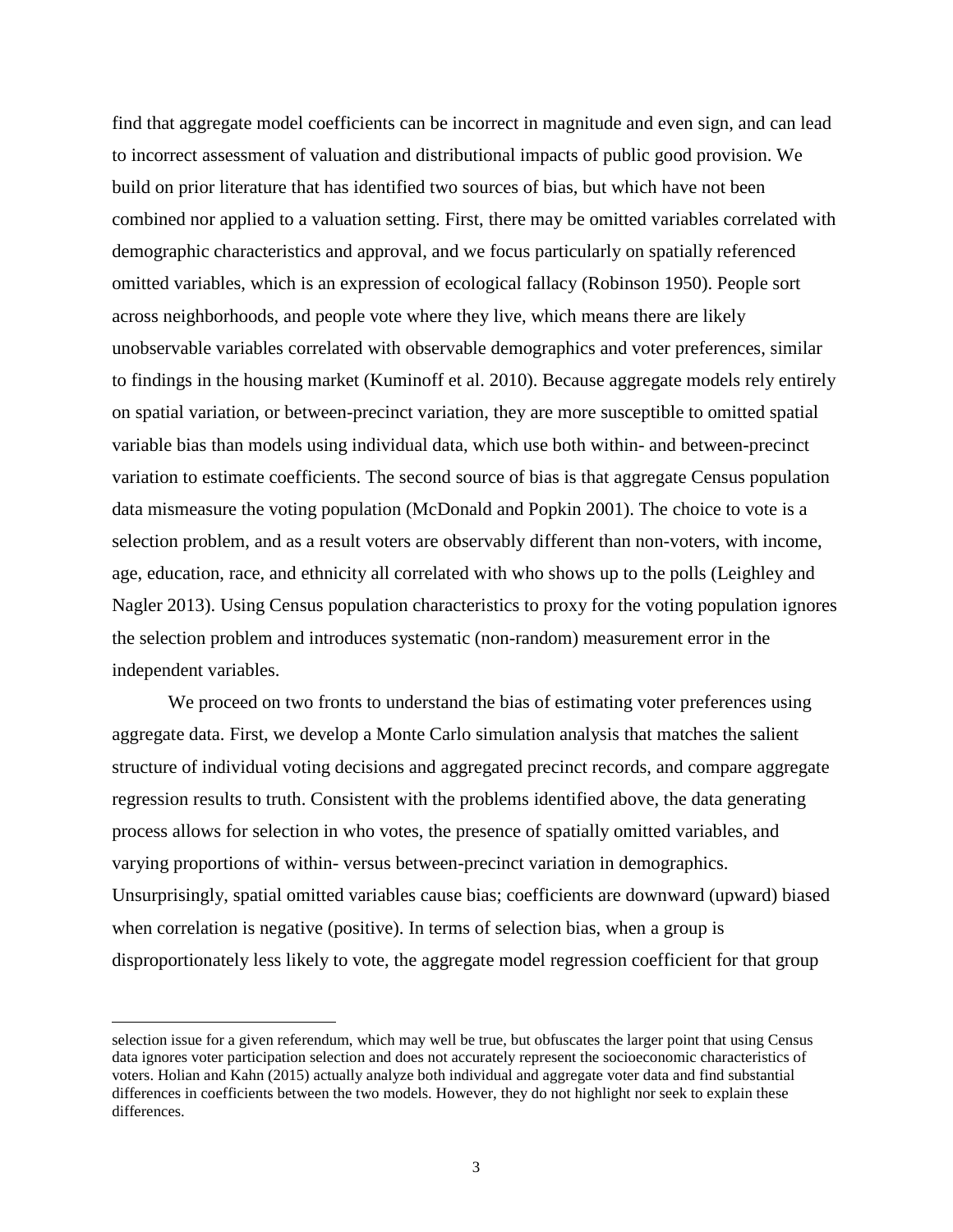find that aggregate model coefficients can be incorrect in magnitude and even sign, and can lead to incorrect assessment of valuation and distributional impacts of public good provision. We build on prior literature that has identified two sources of bias, but which have not been combined nor applied to a valuation setting. First, there may be omitted variables correlated with demographic characteristics and approval, and we focus particularly on spatially referenced omitted variables, which is an expression of ecological fallacy (Robinson 1950). People sort across neighborhoods, and people vote where they live, which means there are likely unobservable variables correlated with observable demographics and voter preferences, similar to findings in the housing market (Kuminoff et al. 2010). Because aggregate models rely entirely on spatial variation, or between-precinct variation, they are more susceptible to omitted spatial variable bias than models using individual data, which use both within- and between-precinct variation to estimate coefficients. The second source of bias is that aggregate Census population data mismeasure the voting population (McDonald and Popkin 2001). The choice to vote is a selection problem, and as a result voters are observably different than non-voters, with income, age, education, race, and ethnicity all correlated with who shows up to the polls (Leighley and Nagler 2013). Using Census population characteristics to proxy for the voting population ignores the selection problem and introduces systematic (non-random) measurement error in the independent variables.

We proceed on two fronts to understand the bias of estimating voter preferences using aggregate data. First, we develop a Monte Carlo simulation analysis that matches the salient structure of individual voting decisions and aggregated precinct records, and compare aggregate regression results to truth. Consistent with the problems identified above, the data generating process allows for selection in who votes, the presence of spatially omitted variables, and varying proportions of within- versus between-precinct variation in demographics. Unsurprisingly, spatial omitted variables cause bias; coefficients are downward (upward) biased when correlation is negative (positive). In terms of selection bias, when a group is disproportionately less likely to vote, the aggregate model regression coefficient for that group

---

selection issue for a given referendum, which may well be true, but obfuscates the larger point that using Census data ignores voter participation selection and does not accurately represent the socioeconomic characteristics of voters. Holian and Kahn (2015) actually analyze both individual and aggregate voter data and find substantial differences in coefficients between the two models. However, they do not highlight nor seek to explain these differences.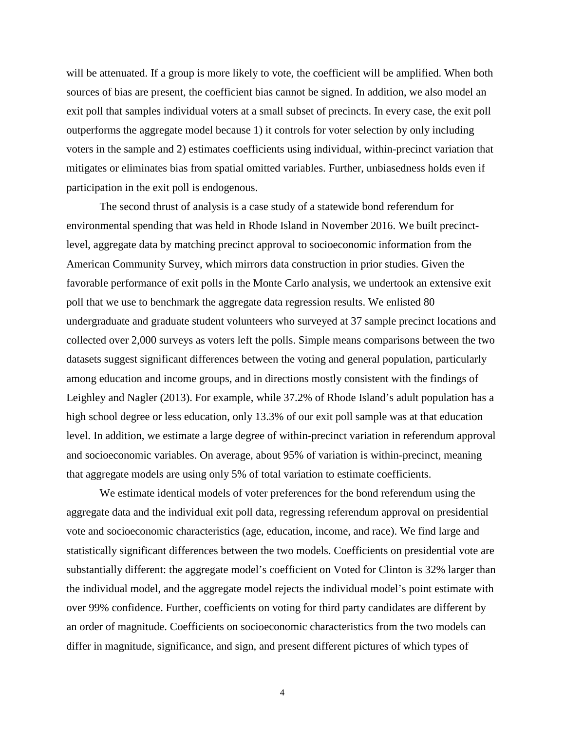will be attenuated. If a group is more likely to vote, the coefficient will be amplified. When both sources of bias are present, the coefficient bias cannot be signed. In addition, we also model an exit poll that samples individual voters at a small subset of precincts. In every case, the exit poll outperforms the aggregate model because 1) it controls for voter selection by only including voters in the sample and 2) estimates coefficients using individual, within-precinct variation that mitigates or eliminates bias from spatial omitted variables. Further, unbiasedness holds even if participation in the exit poll is endogenous.

The second thrust of analysis is a case study of a statewide bond referendum for environmental spending that was held in Rhode Island in November 2016. We built precinct-level, aggregate data by matching precinct approval to socioeconomic information from the American Community Survey, which mirrors data construction in prior studies. Given the favorable performance of exit polls in the Monte Carlo analysis, we undertook an extensive exit poll that we use to benchmark the aggregate data regression results. We enlisted 80 undergraduate and graduate student volunteers who surveyed at 37 sample precinct locations and collected over 2,000 surveys as voters left the polls. Simple means comparisons between the two datasets suggest significant differences between the voting and general population, particularly among education and income groups, and in directions mostly consistent with the findings of Leighley and Nagler (2013). For example, while 37.2% of Rhode Island's adult population has a high school degree or less education, only 13.3% of our exit poll sample was at that education level. In addition, we estimate a large degree of within-precinct variation in referendum approval and socioeconomic variables. On average, about 95% of variation is within-precinct, meaning that aggregate models are using only 5% of total variation to estimate coefficients.

We estimate identical models of voter preferences for the bond referendum using the aggregate data and the individual exit poll data, regressing referendum approval on presidential vote and socioeconomic characteristics (age, education, income, and race). We find large and statistically significant differences between the two models. Coefficients on presidential vote are substantially different: the aggregate model's coefficient on Voted for Clinton is 32% larger than the individual model, and the aggregate model rejects the individual model's point estimate with over 99% confidence. Further, coefficients on voting for third party candidates are different by an order of magnitude. Coefficients on socioeconomic characteristics from the two models can differ in magnitude, significance, and sign, and present different pictures of which types of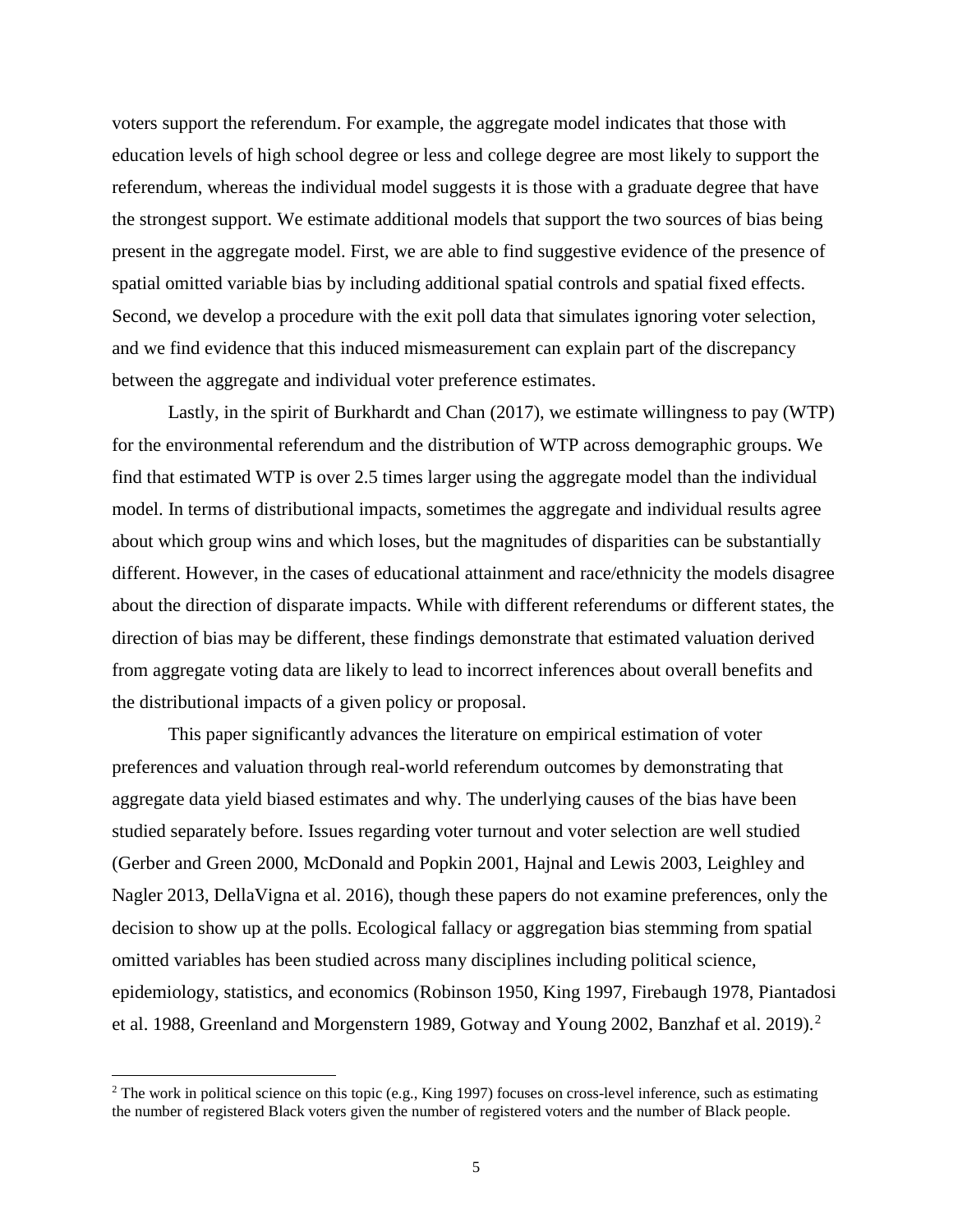voters support the referendum. For example, the aggregate model indicates that those with education levels of high school degree or less and college degree are most likely to support the referendum, whereas the individual model suggests it is those with a graduate degree that have the strongest support. We estimate additional models that support the two sources of bias being present in the aggregate model. First, we are able to find suggestive evidence of the presence of spatial omitted variable bias by including additional spatial controls and spatial fixed effects. Second, we develop a procedure with the exit poll data that simulates ignoring voter selection, and we find evidence that this induced mismeasurement can explain part of the discrepancy between the aggregate and individual voter preference estimates.

Lastly, in the spirit of Burkhardt and Chan (2017), we estimate willingness to pay (WTP) for the environmental referendum and the distribution of WTP across demographic groups. We find that estimated WTP is over 2.5 times larger using the aggregate model than the individual model. In terms of distributional impacts, sometimes the aggregate and individual results agree about which group wins and which loses, but the magnitudes of disparities can be substantially different. However, in the cases of educational attainment and race/ethnicity the models disagree about the direction of disparate impacts. While with different referendums or different states, the direction of bias may be different, these findings demonstrate that estimated valuation derived from aggregate voting data are likely to lead to incorrect inferences about overall benefits and the distributional impacts of a given policy or proposal.

This paper significantly advances the literature on empirical estimation of voter preferences and valuation through real-world referendum outcomes by demonstrating that aggregate data yield biased estimates and why. The underlying causes of the bias have been studied separately before. Issues regarding voter turnout and voter selection are well studied (Gerber and Green 2000, McDonald and Popkin 2001, Hajnal and Lewis 2003, Leighley and Nagler 2013, DellaVigna et al. 2016), though these papers do not examine preferences, only the decision to show up at the polls. Ecological fallacy or aggregation bias stemming from spatial omitted variables has been studied across many disciplines including political science, epidemiology, statistics, and economics (Robinson 1950, King 1997, Firebaugh 1978, Piantadosi et al. 1988, Greenland and Morgenstern 1989, Gotway and Young 2002, Banzhaf et al. 2019).[2]

[2] The work in political science on this topic (e.g., King 1997) focuses on cross-level inference, such as estimating the number of registered Black voters given the number of registered voters and the number of Black people.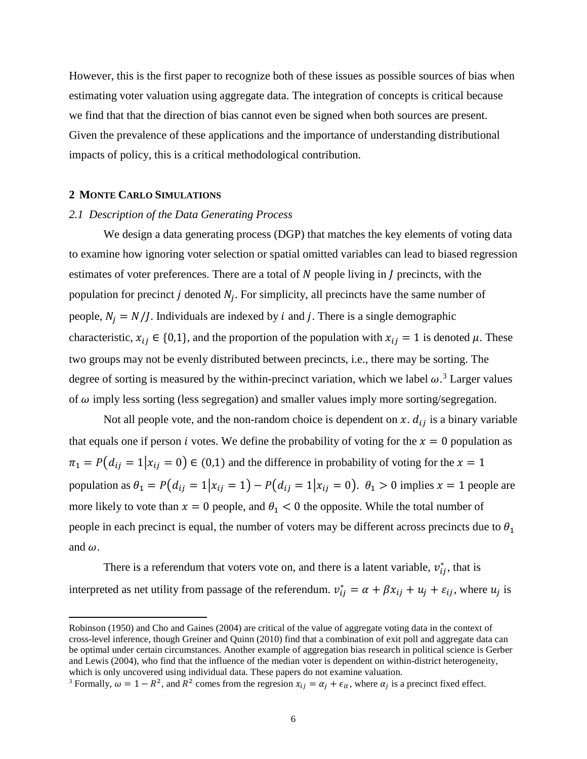However, this is the first paper to recognize both of these issues as possible sources of bias when estimating voter valuation using aggregate data. The integration of concepts is critical because we find that that the direction of bias cannot even be signed when both sources are present. Given the prevalence of these applications and the importance of understanding distributional impacts of policy, this is a critical methodological contribution.

## 2 MONTE CARLO SIMULATIONS

### *2.1 Description of the Data Generating Process*

We design a data generating process (DGP) that matches the key elements of voting data to examine how ignoring voter selection or spatial omitted variables can lead to biased regression estimates of voter preferences. There are a total of $N$ people living in $J$ precincts, with the population for precinct $j$ denoted $N_j$. For simplicity, all precincts have the same number of people, $N_j = N/J$. Individuals are indexed by $i$ and $j$. There is a single demographic characteristic, $x_{ij} \in \{0,1\}$, and the proportion of the population with $x_{ij} = 1$ is denoted $\mu$. These two groups may not be evenly distributed between precincts, i.e., there may be sorting. The degree of sorting is measured by the within-precinct variation, which we label $\omega$.[3] Larger values of $\omega$ imply less sorting (less segregation) and smaller values imply more sorting/segregation.

Not all people vote, and the non-random choice is dependent on $x$. $d_{ij}$ is a binary variable that equals one if person $i$ votes. We define the probability of voting for the $x = 0$ population as $\pi_1 = P(d_{ij} = 1 | x_{ij} = 0) \in (0,1)$ and the difference in probability of voting for the $x = 1$ population as $\theta_1 = P(d_{ij} = 1 | x_{ij} = 1) - P(d_{ij} = 1 | x_{ij} = 0)$. $\theta_1 > 0$ implies $x = 1$ people are more likely to vote than $x = 0$ people, and $\theta_1 < 0$ the opposite. While the total number of people in each precinct is equal, the number of voters may be different across precincts due to $\theta_1$ and $\omega$.

There is a referendum that voters vote on, and there is a latent variable, $v_{ij}^*$, that is interpreted as net utility from passage of the referendum. $v_{ij}^* = \alpha + \beta x_{ij} + u_j + \varepsilon_{ij}$, where $u_j$ is

---

Robinson (1950) and Cho and Gaines (2004) are critical of the value of aggregate voting data in the context of cross-level inference, though Greiner and Quinn (2010) find that a combination of exit poll and aggregate data can be optimal under certain circumstances. Another example of aggregation bias research in political science is Gerber and Lewis (2004), who find that the influence of the median voter is dependent on within-district heterogeneity, which is only uncovered using individual data. These papers do not examine valuation.

[3] Formally, $\omega = 1 - R^2$, and $R^2$ comes from the regresion $x_{ij} = \alpha_j + \epsilon_{it}$, where $\alpha_j$ is a precinct fixed effect.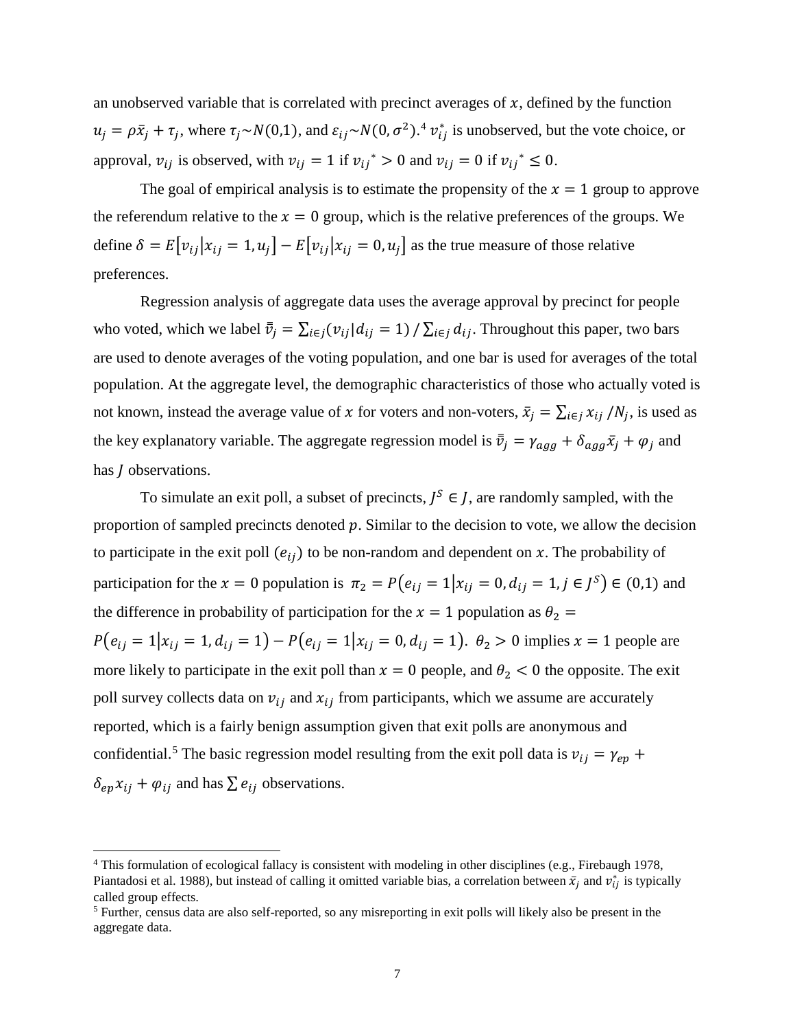an unobserved variable that is correlated with precinct averages of $x$, defined by the function $u_j = \rho \bar{x}_j + \tau_j$, where $\tau_j \sim N(0,1)$, and $\varepsilon_{ij} \sim N(0, \sigma^2)$.[4] $v_{ij}^*$ is unobserved, but the vote choice, or approval, $v_{ij}$ is observed, with $v_{ij} = 1$ if $v_{ij}{}^* > 0$ and $v_{ij} = 0$ if $v_{ij}{}^* \leq 0$.

The goal of empirical analysis is to estimate the propensity of the $x = 1$ group to approve the referendum relative to the $x = 0$ group, which is the relative preferences of the groups. We define $\delta = E[v_{ij} | x_{ij} = 1, u_j] - E[v_{ij} | x_{ij} = 0, u_j]$ as the true measure of those relative preferences.

Regression analysis of aggregate data uses the average approval by precinct for people who voted, which we label $\bar{\bar{v}}_j = \sum_{i \in j} (v_{ij} | d_{ij} = 1) / \sum_{i \in j} d_{ij}$. Throughout this paper, two bars are used to denote averages of the voting population, and one bar is used for averages of the total population. At the aggregate level, the demographic characteristics of those who actually voted is not known, instead the average value of $x$ for voters and non-voters, $\bar{x}_j = \sum_{i \in j} x_{ij} / N_j$, is used as the key explanatory variable. The aggregate regression model is $\bar{\bar{v}}_j = \gamma_{agg} + \delta_{agg} \bar{x}_j + \varphi_j$ and has $J$ observations.

To simulate an exit poll, a subset of precincts, $J^S \in J$, are randomly sampled, with the proportion of sampled precincts denoted $p$. Similar to the decision to vote, we allow the decision to participate in the exit poll ($e_{ij}$) to be non-random and dependent on $x$. The probability of participation for the $x = 0$ population is $\pi_2 = P(e_{ij} = 1 | x_{ij} = 0, d_{ij} = 1, j \in J^S) \in (0,1)$ and the difference in probability of participation for the $x = 1$ population as $\theta_2 = P(e_{ij} = 1 | x_{ij} = 1, d_{ij} = 1) - P(e_{ij} = 1 | x_{ij} = 0, d_{ij} = 1)$. $\theta_2 > 0$ implies $x = 1$ people are more likely to participate in the exit poll than $x = 0$ people, and $\theta_2 < 0$ the opposite. The exit poll survey collects data on $v_{ij}$ and $x_{ij}$ from participants, which we assume are accurately reported, which is a fairly benign assumption given that exit polls are anonymous and confidential.[5] The basic regression model resulting from the exit poll data is $v_{ij} = \gamma_{ep} + \delta_{ep} x_{ij} + \varphi_{ij}$ and has $\sum e_{ij}$ observations.

---

[4] This formulation of ecological fallacy is consistent with modeling in other disciplines (e.g., Firebaugh 1978, Piantadosi et al. 1988), but instead of calling it omitted variable bias, a correlation between $\bar{x}_j$ and $v_{ij}^*$ is typically called group effects.

[5] Further, census data are also self-reported, so any misreporting in exit polls will likely also be present in the aggregate data.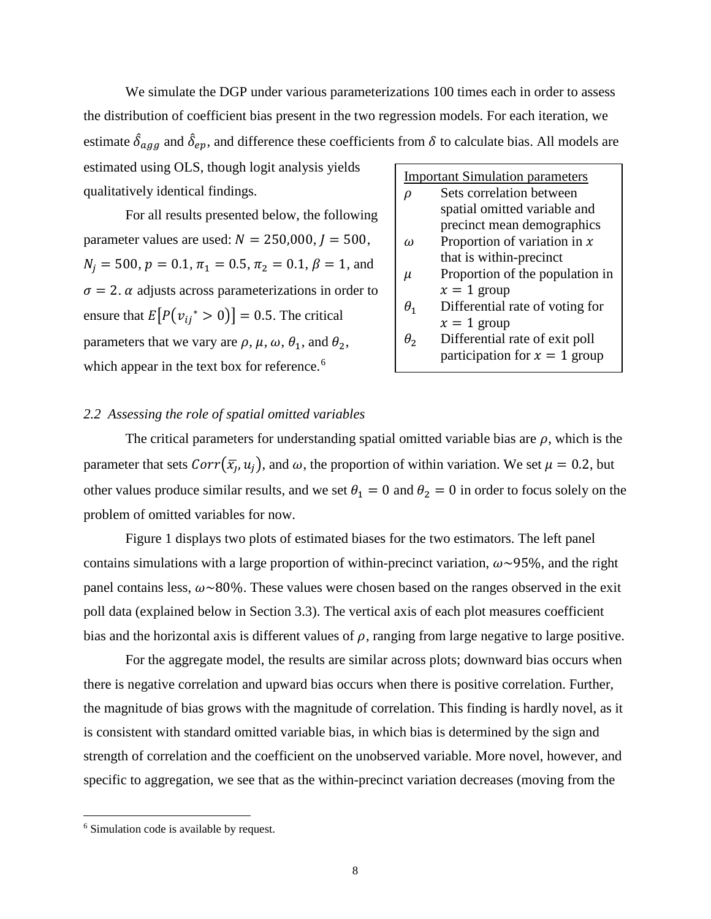We simulate the DGP under various parameterizations 100 times each in order to assess the distribution of coefficient bias present in the two regression models. For each iteration, we estimate $\hat{\delta}_{agg}$ and $\hat{\delta}_{ep}$, and difference these coefficients from $\delta$ to calculate bias. All models are estimated using OLS, though logit analysis yields qualitatively identical findings.

For all results presented below, the following parameter values are used: $N = 250{,}000$, $J = 500$, $N_j = 500$, $p = 0.1$, $\pi_1 = 0.5$, $\pi_2 = 0.1$, $\beta = 1$, and $\sigma = 2$. $\alpha$ adjusts across parameterizations in order to ensure that $E\left[P\left(v_{ij}{}^{*} > 0\right)\right] = 0.5$. The critical parameters that we vary are $\rho$, $\mu$, $\omega$, $\theta_1$, and $\theta_2$, which appear in the text box for reference.[6]

| Important Simulation parameters | |
|---|---|
| $\rho$ | Sets correlation between spatial omitted variable and precinct mean demographics |
| $\omega$ | Proportion of variation in $x$ that is within-precinct |
| $\mu$ | Proportion of the population in $x = 1$ group |
| $\theta_1$ | Differential rate of voting for $x = 1$ group |
| $\theta_2$ | Differential rate of exit poll participation for $x = 1$ group |

### *2.2 Assessing the role of spatial omitted variables*

The critical parameters for understanding spatial omitted variable bias are $\rho$, which is the parameter that sets $Corr(\bar{x}_j, u_j)$, and $\omega$, the proportion of within variation. We set $\mu = 0.2$, but other values produce similar results, and we set $\theta_1 = 0$ and $\theta_2 = 0$ in order to focus solely on the problem of omitted variables for now.

Figure 1 displays two plots of estimated biases for the two estimators. The left panel contains simulations with a large proportion of within-precinct variation, $\omega \sim 95\%$, and the right panel contains less, $\omega \sim 80\%$. These values were chosen based on the ranges observed in the exit poll data (explained below in Section 3.3). The vertical axis of each plot measures coefficient bias and the horizontal axis is different values of $\rho$, ranging from large negative to large positive.

For the aggregate model, the results are similar across plots; downward bias occurs when there is negative correlation and upward bias occurs when there is positive correlation. Further, the magnitude of bias grows with the magnitude of correlation. This finding is hardly novel, as it is consistent with standard omitted variable bias, in which bias is determined by the sign and strength of correlation and the coefficient on the unobserved variable. More novel, however, and specific to aggregation, we see that as the within-precinct variation decreases (moving from the

[6] Simulation code is available by request.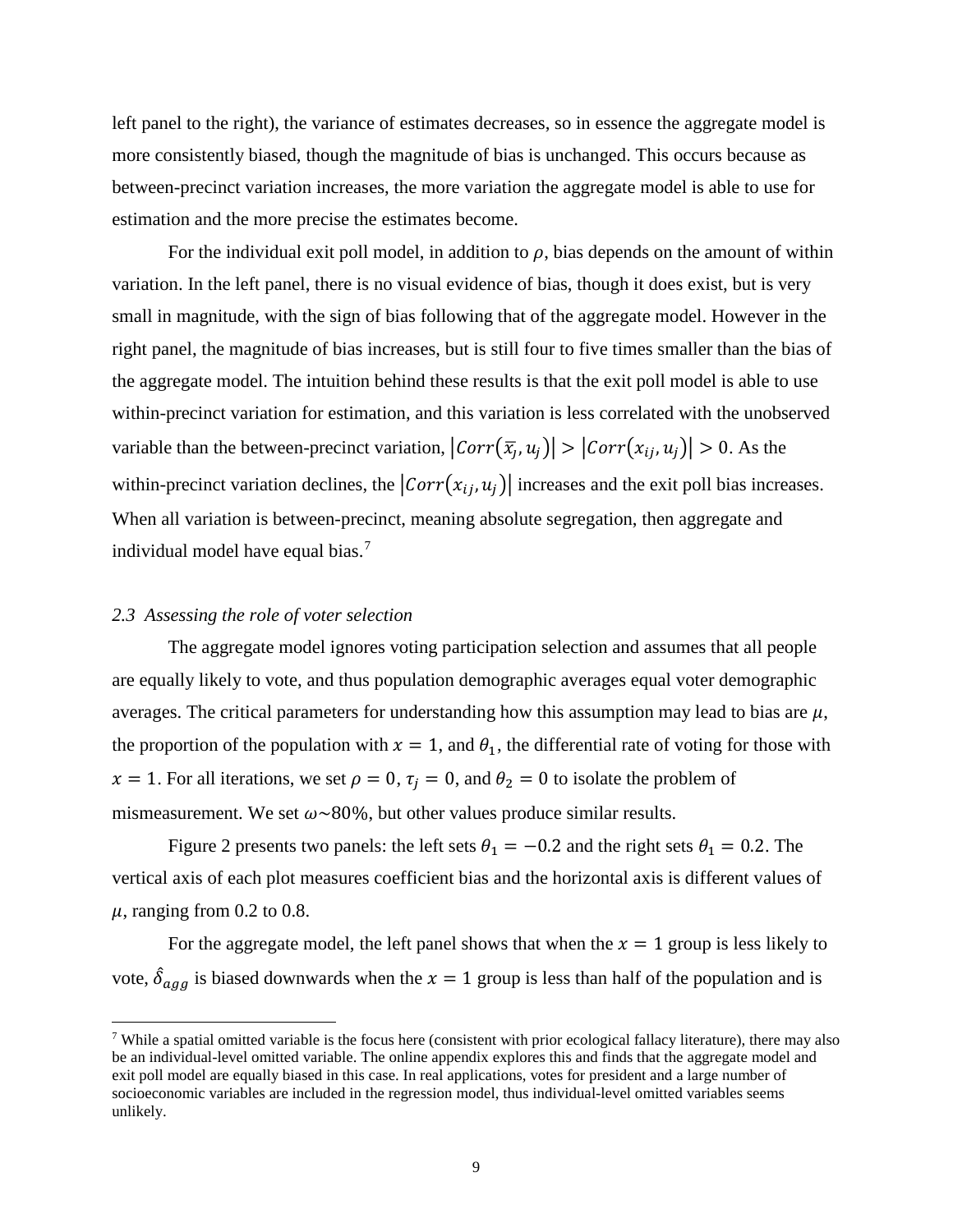left panel to the right), the variance of estimates decreases, so in essence the aggregate model is more consistently biased, though the magnitude of bias is unchanged. This occurs because as between-precinct variation increases, the more variation the aggregate model is able to use for estimation and the more precise the estimates become.

For the individual exit poll model, in addition to $\rho$, bias depends on the amount of within variation. In the left panel, there is no visual evidence of bias, though it does exist, but is very small in magnitude, with the sign of bias following that of the aggregate model. However in the right panel, the magnitude of bias increases, but is still four to five times smaller than the bias of the aggregate model. The intuition behind these results is that the exit poll model is able to use within-precinct variation for estimation, and this variation is less correlated with the unobserved variable than the between-precinct variation, $|Corr(\bar{x}_j, u_j)| > |Corr(x_{ij}, u_j)| > 0$. As the within-precinct variation declines, the $|Corr(x_{ij}, u_j)|$ increases and the exit poll bias increases. When all variation is between-precinct, meaning absolute segregation, then aggregate and individual model have equal bias.[7]

### *2.3 Assessing the role of voter selection*

The aggregate model ignores voting participation selection and assumes that all people are equally likely to vote, and thus population demographic averages equal voter demographic averages. The critical parameters for understanding how this assumption may lead to bias are $\mu$, the proportion of the population with $x = 1$, and $\theta_1$, the differential rate of voting for those with $x = 1$. For all iterations, we set $\rho = 0$, $\tau_j = 0$, and $\theta_2 = 0$ to isolate the problem of mismeasurement. We set $\omega \sim 80\%$, but other values produce similar results.

Figure 2 presents two panels: the left sets $\theta_1 = -0.2$ and the right sets $\theta_1 = 0.2$. The vertical axis of each plot measures coefficient bias and the horizontal axis is different values of $\mu$, ranging from 0.2 to 0.8.

For the aggregate model, the left panel shows that when the $x = 1$ group is less likely to vote, $\hat{\delta}_{agg}$ is biased downwards when the $x = 1$ group is less than half of the population and is

---

[7] While a spatial omitted variable is the focus here (consistent with prior ecological fallacy literature), there may also be an individual-level omitted variable. The online appendix explores this and finds that the aggregate model and exit poll model are equally biased in this case. In real applications, votes for president and a large number of socioeconomic variables are included in the regression model, thus individual-level omitted variables seems unlikely.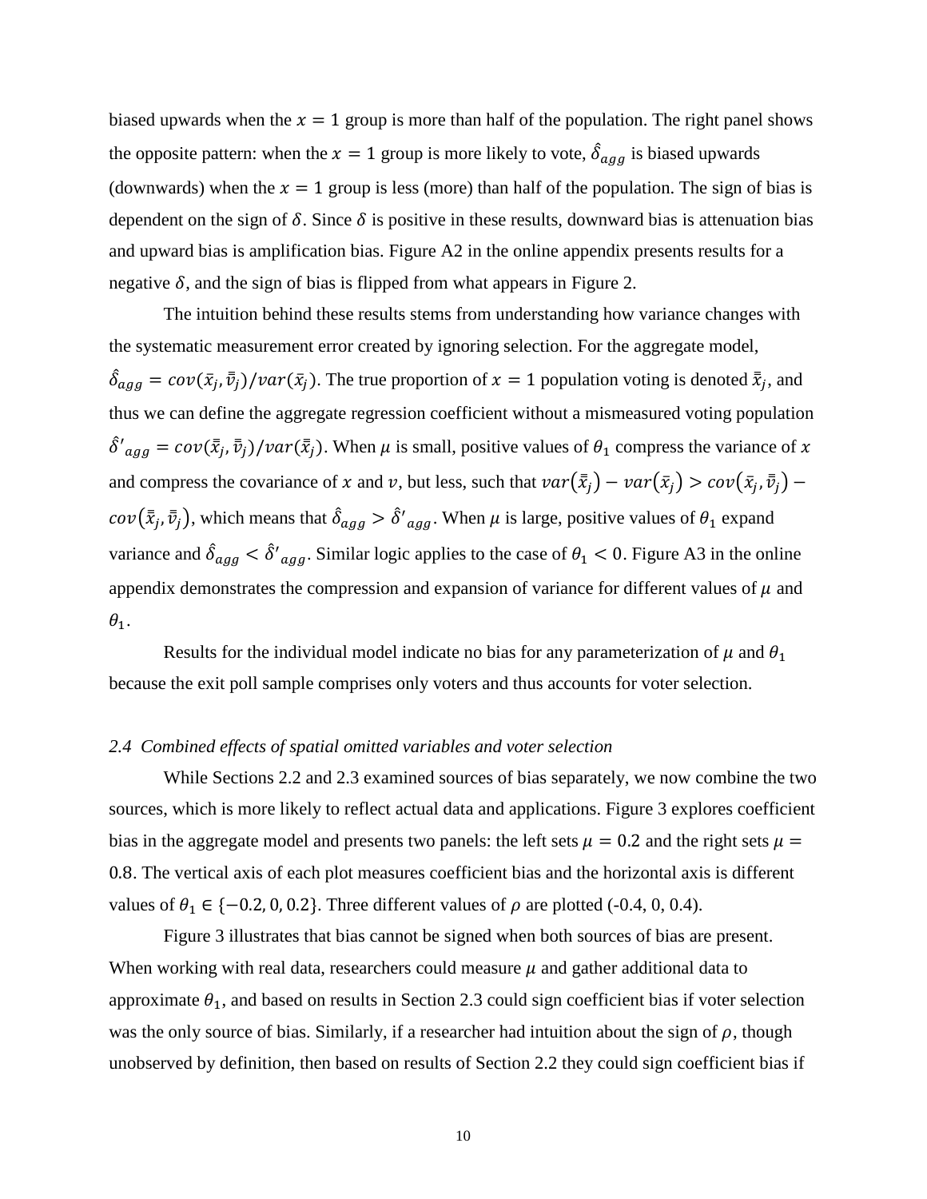biased upwards when the $x = 1$ group is more than half of the population. The right panel shows the opposite pattern: when the $x = 1$ group is more likely to vote, $\hat{\delta}_{agg}$ is biased upwards (downwards) when the $x = 1$ group is less (more) than half of the population. The sign of bias is dependent on the sign of $\delta$. Since $\delta$ is positive in these results, downward bias is attenuation bias and upward bias is amplification bias. Figure A2 in the online appendix presents results for a negative $\delta$, and the sign of bias is flipped from what appears in Figure 2.

The intuition behind these results stems from understanding how variance changes with the systematic measurement error created by ignoring selection. For the aggregate model, $\hat{\delta}_{agg} = cov(\bar{x}_j, \bar{\bar{v}}_j)/var(\bar{x}_j)$. The true proportion of $x = 1$ population voting is denoted $\bar{\bar{x}}_j$, and thus we can define the aggregate regression coefficient without a mismeasured voting population $\hat{\delta}'_{agg} = cov(\bar{\bar{x}}_j, \bar{\bar{v}}_j)/var(\bar{\bar{x}}_j)$. When $\mu$ is small, positive values of $\theta_1$ compress the variance of $x$ and compress the covariance of $x$ and $v$, but less, such that $var(\bar{\bar{x}}_j) - var(\bar{x}_j) > cov(\bar{x}_j, \bar{\bar{v}}_j) - cov(\bar{\bar{x}}_j, \bar{\bar{v}}_j)$, which means that $\hat{\delta}_{agg} > \hat{\delta}'_{agg}$. When $\mu$ is large, positive values of $\theta_1$ expand variance and $\hat{\delta}_{agg} < \hat{\delta}'_{agg}$. Similar logic applies to the case of $\theta_1 < 0$. Figure A3 in the online appendix demonstrates the compression and expansion of variance for different values of $\mu$ and $\theta_1$.

Results for the individual model indicate no bias for any parameterization of $\mu$ and $\theta_1$ because the exit poll sample comprises only voters and thus accounts for voter selection.

### *2.4 Combined effects of spatial omitted variables and voter selection*

While Sections 2.2 and 2.3 examined sources of bias separately, we now combine the two sources, which is more likely to reflect actual data and applications. Figure 3 explores coefficient bias in the aggregate model and presents two panels: the left sets $\mu = 0.2$ and the right sets $\mu = 0.8$. The vertical axis of each plot measures coefficient bias and the horizontal axis is different values of $\theta_1 \in \{-0.2, 0, 0.2\}$. Three different values of $\rho$ are plotted (-0.4, 0, 0.4).

Figure 3 illustrates that bias cannot be signed when both sources of bias are present. When working with real data, researchers could measure $\mu$ and gather additional data to approximate $\theta_1$, and based on results in Section 2.3 could sign coefficient bias if voter selection was the only source of bias. Similarly, if a researcher had intuition about the sign of $\rho$, though unobserved by definition, then based on results of Section 2.2 they could sign coefficient bias if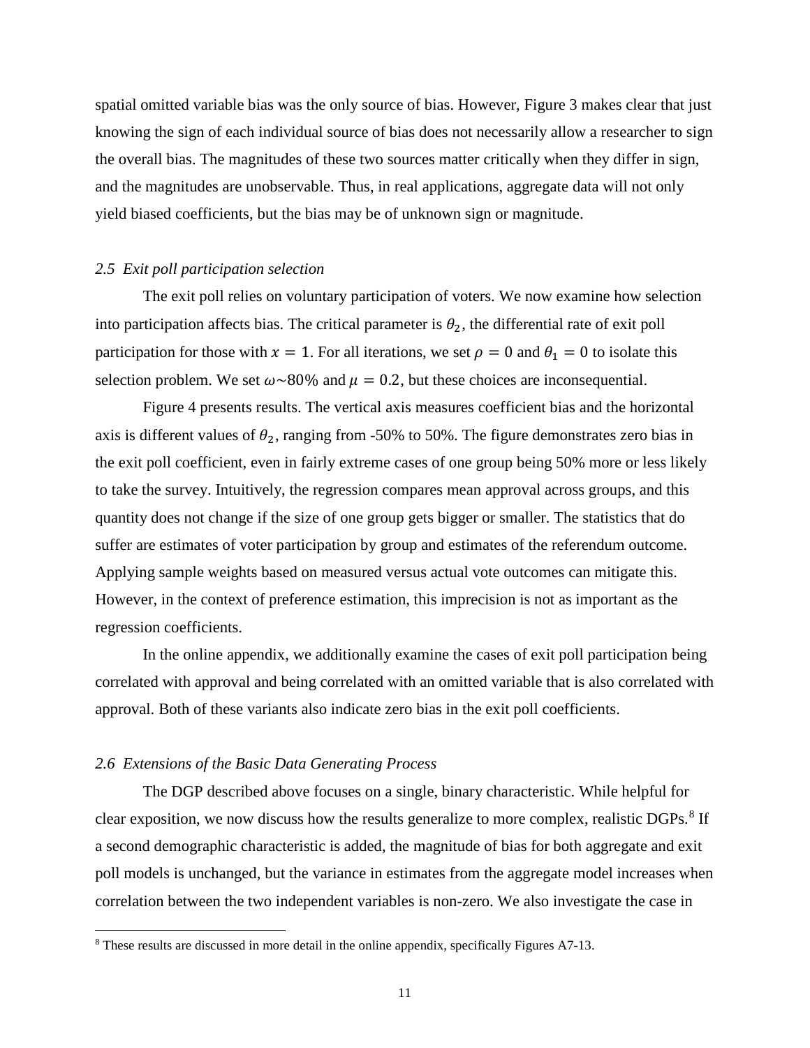spatial omitted variable bias was the only source of bias. However, Figure 3 makes clear that just knowing the sign of each individual source of bias does not necessarily allow a researcher to sign the overall bias. The magnitudes of these two sources matter critically when they differ in sign, and the magnitudes are unobservable. Thus, in real applications, aggregate data will not only yield biased coefficients, but the bias may be of unknown sign or magnitude.

### *2.5 Exit poll participation selection*

The exit poll relies on voluntary participation of voters. We now examine how selection into participation affects bias. The critical parameter is $\theta_2$, the differential rate of exit poll participation for those with $x = 1$. For all iterations, we set $\rho = 0$ and $\theta_1 = 0$ to isolate this selection problem. We set $\omega \sim 80\%$ and $\mu = 0.2$, but these choices are inconsequential.

Figure 4 presents results. The vertical axis measures coefficient bias and the horizontal axis is different values of $\theta_2$, ranging from -50% to 50%. The figure demonstrates zero bias in the exit poll coefficient, even in fairly extreme cases of one group being 50% more or less likely to take the survey. Intuitively, the regression compares mean approval across groups, and this quantity does not change if the size of one group gets bigger or smaller. The statistics that do suffer are estimates of voter participation by group and estimates of the referendum outcome. Applying sample weights based on measured versus actual vote outcomes can mitigate this. However, in the context of preference estimation, this imprecision is not as important as the regression coefficients.

In the online appendix, we additionally examine the cases of exit poll participation being correlated with approval and being correlated with an omitted variable that is also correlated with approval. Both of these variants also indicate zero bias in the exit poll coefficients.

### *2.6 Extensions of the Basic Data Generating Process*

The DGP described above focuses on a single, binary characteristic. While helpful for clear exposition, we now discuss how the results generalize to more complex, realistic DGPs.[8] If a second demographic characteristic is added, the magnitude of bias for both aggregate and exit poll models is unchanged, but the variance in estimates from the aggregate model increases when correlation between the two independent variables is non-zero. We also investigate the case in

[8] These results are discussed in more detail in the online appendix, specifically Figures A7-13.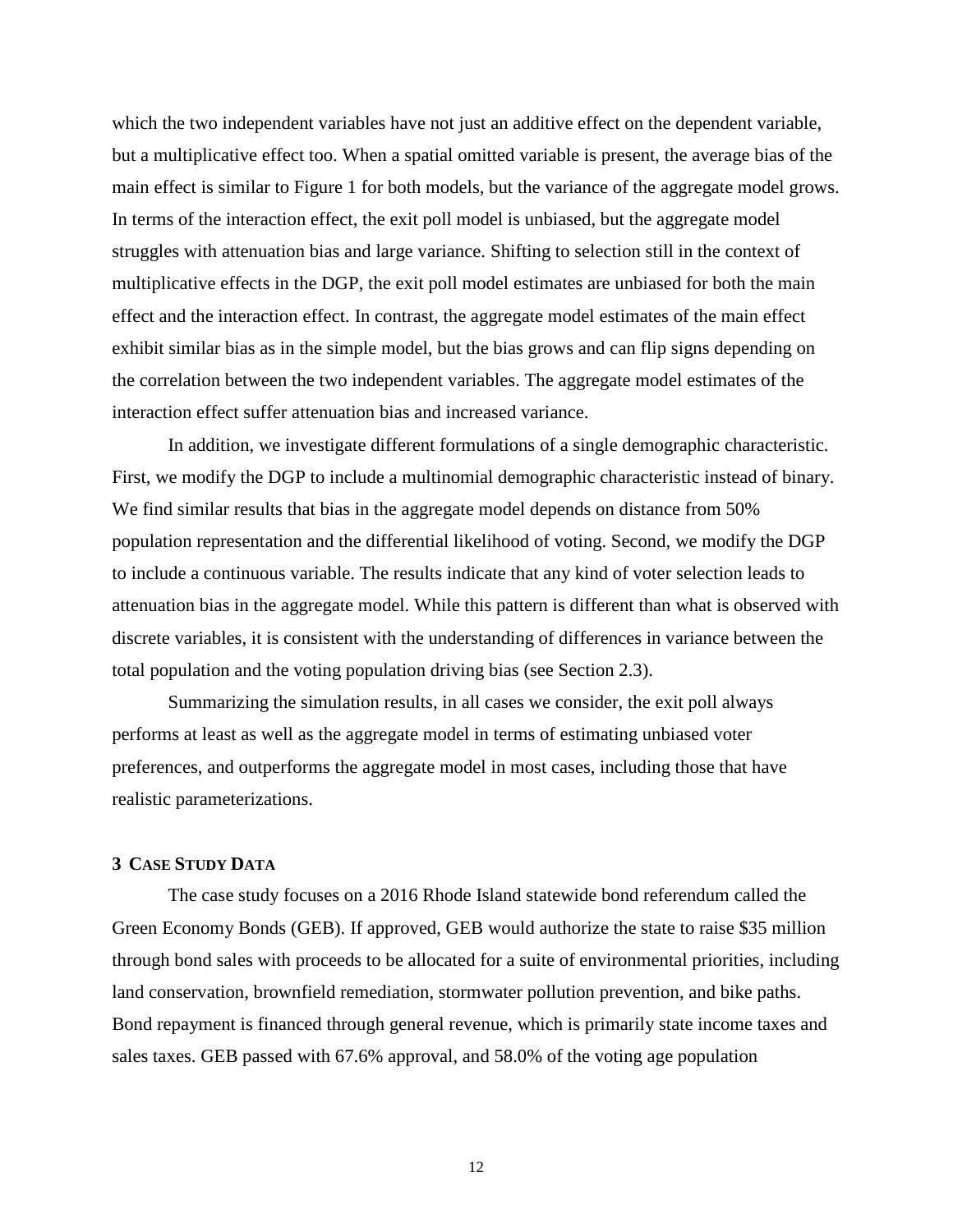which the two independent variables have not just an additive effect on the dependent variable, but a multiplicative effect too. When a spatial omitted variable is present, the average bias of the main effect is similar to Figure 1 for both models, but the variance of the aggregate model grows. In terms of the interaction effect, the exit poll model is unbiased, but the aggregate model struggles with attenuation bias and large variance. Shifting to selection still in the context of multiplicative effects in the DGP, the exit poll model estimates are unbiased for both the main effect and the interaction effect. In contrast, the aggregate model estimates of the main effect exhibit similar bias as in the simple model, but the bias grows and can flip signs depending on the correlation between the two independent variables. The aggregate model estimates of the interaction effect suffer attenuation bias and increased variance.

In addition, we investigate different formulations of a single demographic characteristic. First, we modify the DGP to include a multinomial demographic characteristic instead of binary. We find similar results that bias in the aggregate model depends on distance from 50% population representation and the differential likelihood of voting. Second, we modify the DGP to include a continuous variable. The results indicate that any kind of voter selection leads to attenuation bias in the aggregate model. While this pattern is different than what is observed with discrete variables, it is consistent with the understanding of differences in variance between the total population and the voting population driving bias (see Section 2.3).

Summarizing the simulation results, in all cases we consider, the exit poll always performs at least as well as the aggregate model in terms of estimating unbiased voter preferences, and outperforms the aggregate model in most cases, including those that have realistic parameterizations.

## 3 CASE STUDY DATA

The case study focuses on a 2016 Rhode Island statewide bond referendum called the Green Economy Bonds (GEB). If approved, GEB would authorize the state to raise $35 million through bond sales with proceeds to be allocated for a suite of environmental priorities, including land conservation, brownfield remediation, stormwater pollution prevention, and bike paths. Bond repayment is financed through general revenue, which is primarily state income taxes and sales taxes. GEB passed with 67.6% approval, and 58.0% of the voting age population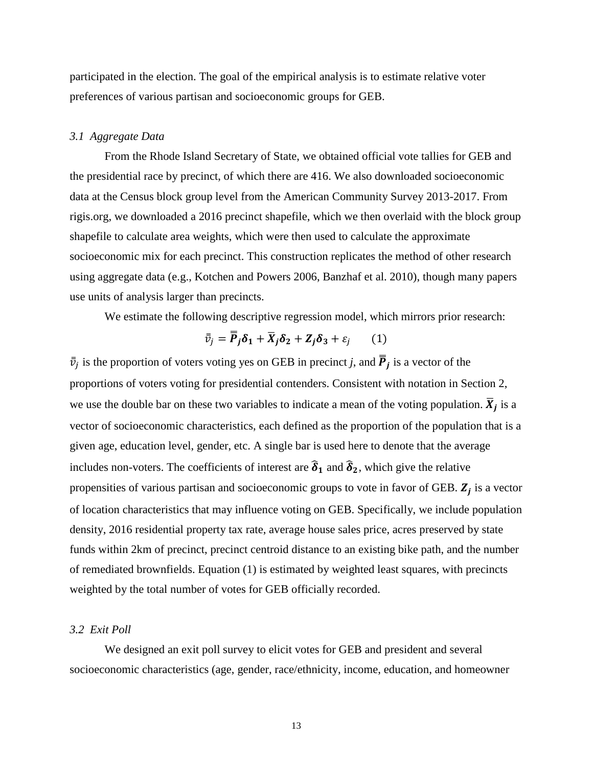participated in the election. The goal of the empirical analysis is to estimate relative voter preferences of various partisan and socioeconomic groups for GEB.

### *3.1 Aggregate Data*

From the Rhode Island Secretary of State, we obtained official vote tallies for GEB and the presidential race by precinct, of which there are 416. We also downloaded socioeconomic data at the Census block group level from the American Community Survey 2013-2017. From rigis.org, we downloaded a 2016 precinct shapefile, which we then overlaid with the block group shapefile to calculate area weights, which were then used to calculate the approximate socioeconomic mix for each precinct. This construction replicates the method of other research using aggregate data (e.g., Kotchen and Powers 2006, Banzhaf et al. 2010), though many papers use units of analysis larger than precincts.

We estimate the following descriptive regression model, which mirrors prior research:

$$\bar{\bar{v}}_j = \bar{\bar{\boldsymbol{P}}}_j \boldsymbol{\delta_1} + \bar{\boldsymbol{X}}_j \boldsymbol{\delta_2} + \boldsymbol{Z_j} \boldsymbol{\delta_3} + \varepsilon_j \qquad (1)$$

$\bar{\bar{v}}_j$ is the proportion of voters voting yes on GEB in precinct *j*, and $\bar{\bar{\boldsymbol{P}}}_{\boldsymbol{j}}$ is a vector of the proportions of voters voting for presidential contenders. Consistent with notation in Section 2, we use the double bar on these two variables to indicate a mean of the voting population. $\bar{\boldsymbol{X}}_{\boldsymbol{j}}$ is a vector of socioeconomic characteristics, each defined as the proportion of the population that is a given age, education level, gender, etc. A single bar is used here to denote that the average includes non-voters. The coefficients of interest are $\widehat{\boldsymbol{\delta}}_{\boldsymbol{1}}$ and $\widehat{\boldsymbol{\delta}}_{\boldsymbol{2}}$, which give the relative propensities of various partisan and socioeconomic groups to vote in favor of GEB. $\boldsymbol{Z_j}$ is a vector of location characteristics that may influence voting on GEB. Specifically, we include population density, 2016 residential property tax rate, average house sales price, acres preserved by state funds within 2km of precinct, precinct centroid distance to an existing bike path, and the number of remediated brownfields. Equation (1) is estimated by weighted least squares, with precincts weighted by the total number of votes for GEB officially recorded.

### *3.2 Exit Poll*

We designed an exit poll survey to elicit votes for GEB and president and several socioeconomic characteristics (age, gender, race/ethnicity, income, education, and homeowner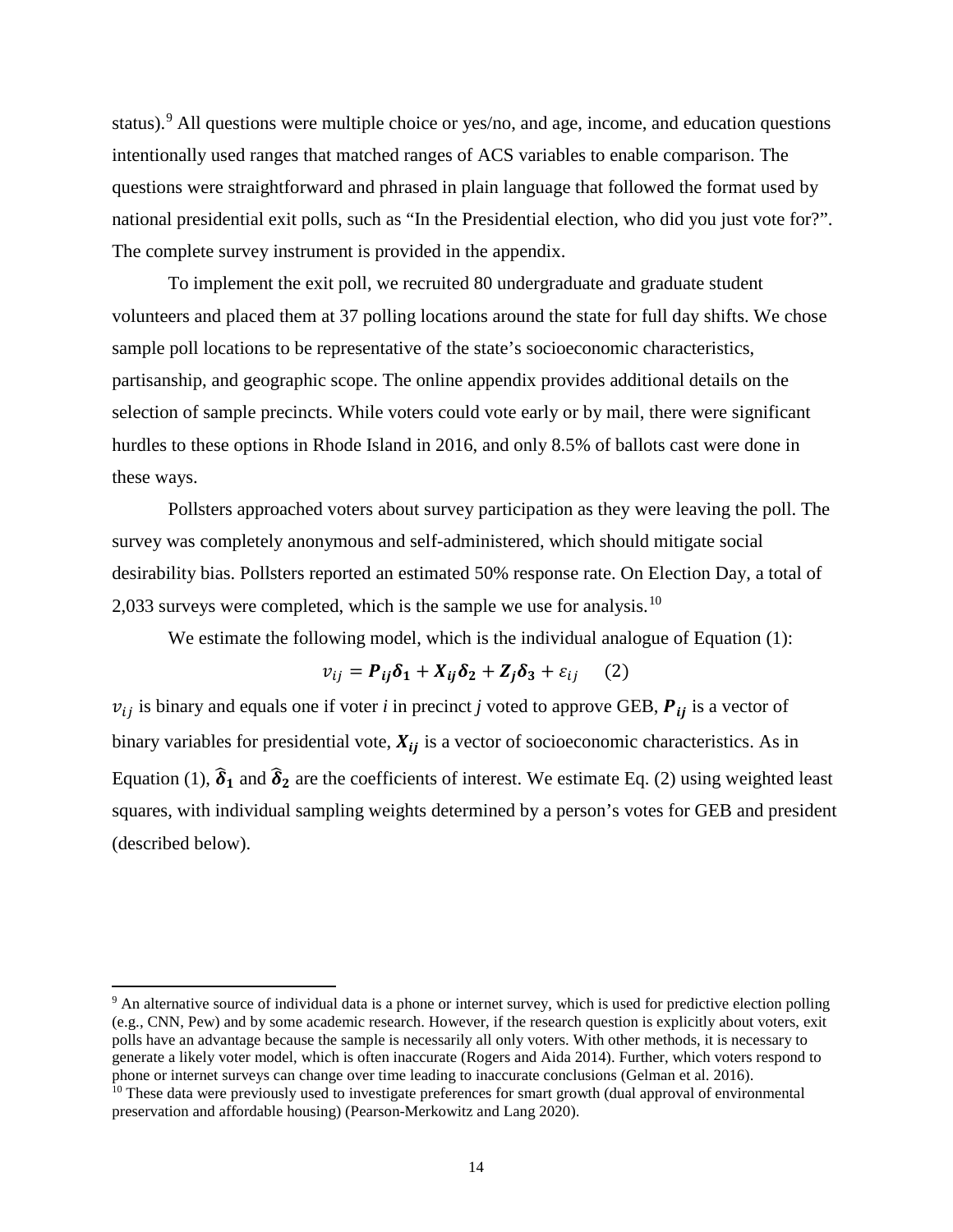status).[9] All questions were multiple choice or yes/no, and age, income, and education questions intentionally used ranges that matched ranges of ACS variables to enable comparison. The questions were straightforward and phrased in plain language that followed the format used by national presidential exit polls, such as "In the Presidential election, who did you just vote for?". The complete survey instrument is provided in the appendix.

To implement the exit poll, we recruited 80 undergraduate and graduate student volunteers and placed them at 37 polling locations around the state for full day shifts. We chose sample poll locations to be representative of the state's socioeconomic characteristics, partisanship, and geographic scope. The online appendix provides additional details on the selection of sample precincts. While voters could vote early or by mail, there were significant hurdles to these options in Rhode Island in 2016, and only 8.5% of ballots cast were done in these ways.

Pollsters approached voters about survey participation as they were leaving the poll. The survey was completely anonymous and self-administered, which should mitigate social desirability bias. Pollsters reported an estimated 50% response rate. On Election Day, a total of 2,033 surveys were completed, which is the sample we use for analysis.[10]

We estimate the following model, which is the individual analogue of Equation (1):

$$v_{ij} = \boldsymbol{P_{ij}}\boldsymbol{\delta_1} + \boldsymbol{X_{ij}}\boldsymbol{\delta_2} + \boldsymbol{Z_j}\boldsymbol{\delta_3} + \varepsilon_{ij} \qquad (2)$$

$v_{ij}$ is binary and equals one if voter *i* in precinct *j* voted to approve GEB, $\boldsymbol{P_{ij}}$ is a vector of binary variables for presidential vote, $\boldsymbol{X_{ij}}$ is a vector of socioeconomic characteristics. As in Equation (1), $\widehat{\boldsymbol{\delta}}_{\boldsymbol{1}}$ and $\widehat{\boldsymbol{\delta}}_{\boldsymbol{2}}$ are the coefficients of interest. We estimate Eq. (2) using weighted least squares, with individual sampling weights determined by a person's votes for GEB and president (described below).

---

[9] An alternative source of individual data is a phone or internet survey, which is used for predictive election polling (e.g., CNN, Pew) and by some academic research. However, if the research question is explicitly about voters, exit polls have an advantage because the sample is necessarily all only voters. With other methods, it is necessary to generate a likely voter model, which is often inaccurate (Rogers and Aida 2014). Further, which voters respond to phone or internet surveys can change over time leading to inaccurate conclusions (Gelman et al. 2016).

[10] These data were previously used to investigate preferences for smart growth (dual approval of environmental preservation and affordable housing) (Pearson-Merkowitz and Lang 2020).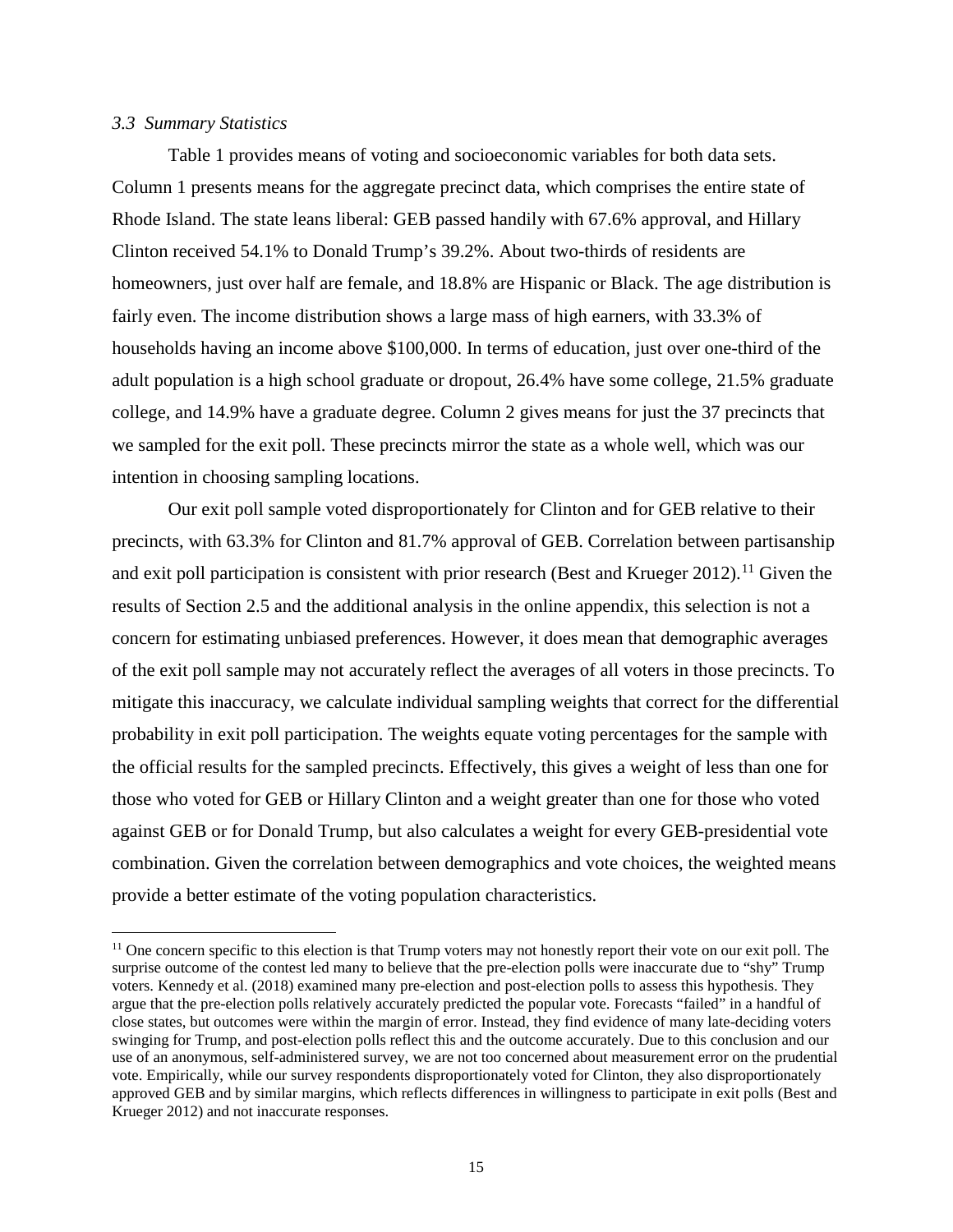### *3.3 Summary Statistics*

Table 1 provides means of voting and socioeconomic variables for both data sets. Column 1 presents means for the aggregate precinct data, which comprises the entire state of Rhode Island. The state leans liberal: GEB passed handily with 67.6% approval, and Hillary Clinton received 54.1% to Donald Trump's 39.2%. About two-thirds of residents are homeowners, just over half are female, and 18.8% are Hispanic or Black. The age distribution is fairly even. The income distribution shows a large mass of high earners, with 33.3% of households having an income above \$100,000. In terms of education, just over one-third of the adult population is a high school graduate or dropout, 26.4% have some college, 21.5% graduate college, and 14.9% have a graduate degree. Column 2 gives means for just the 37 precincts that we sampled for the exit poll. These precincts mirror the state as a whole well, which was our intention in choosing sampling locations.

Our exit poll sample voted disproportionately for Clinton and for GEB relative to their precincts, with 63.3% for Clinton and 81.7% approval of GEB. Correlation between partisanship and exit poll participation is consistent with prior research (Best and Krueger 2012).[11] Given the results of Section 2.5 and the additional analysis in the online appendix, this selection is not a concern for estimating unbiased preferences. However, it does mean that demographic averages of the exit poll sample may not accurately reflect the averages of all voters in those precincts. To mitigate this inaccuracy, we calculate individual sampling weights that correct for the differential probability in exit poll participation. The weights equate voting percentages for the sample with the official results for the sampled precincts. Effectively, this gives a weight of less than one for those who voted for GEB or Hillary Clinton and a weight greater than one for those who voted against GEB or for Donald Trump, but also calculates a weight for every GEB-presidential vote combination. Given the correlation between demographics and vote choices, the weighted means provide a better estimate of the voting population characteristics.

[11] One concern specific to this election is that Trump voters may not honestly report their vote on our exit poll. The surprise outcome of the contest led many to believe that the pre-election polls were inaccurate due to "shy" Trump voters. Kennedy et al. (2018) examined many pre-election and post-election polls to assess this hypothesis. They argue that the pre-election polls relatively accurately predicted the popular vote. Forecasts "failed" in a handful of close states, but outcomes were within the margin of error. Instead, they find evidence of many late-deciding voters swinging for Trump, and post-election polls reflect this and the outcome accurately. Due to this conclusion and our use of an anonymous, self-administered survey, we are not too concerned about measurement error on the prudential vote. Empirically, while our survey respondents disproportionately voted for Clinton, they also disproportionately approved GEB and by similar margins, which reflects differences in willingness to participate in exit polls (Best and Krueger 2012) and not inaccurate responses.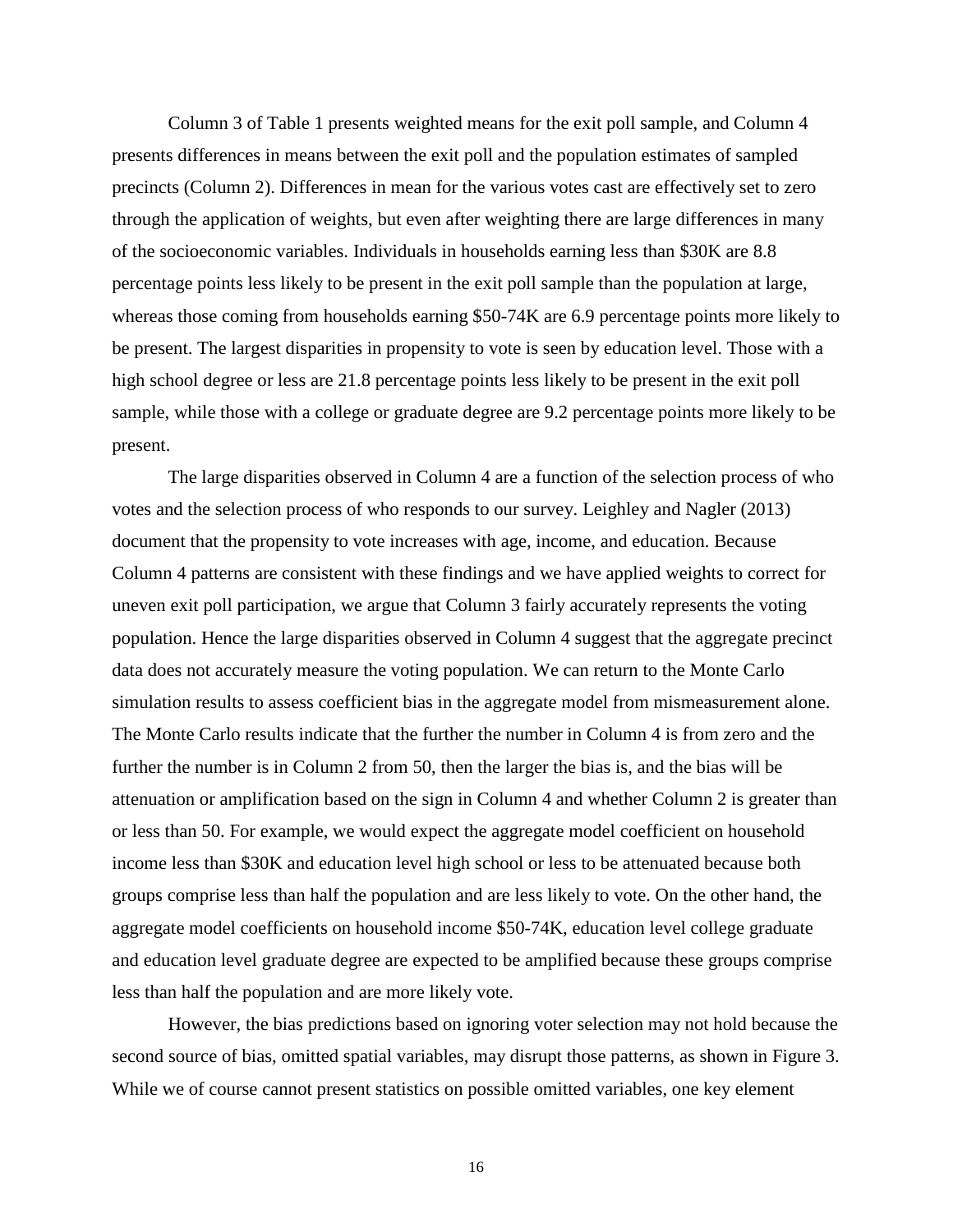Column 3 of Table 1 presents weighted means for the exit poll sample, and Column 4 presents differences in means between the exit poll and the population estimates of sampled precincts (Column 2). Differences in mean for the various votes cast are effectively set to zero through the application of weights, but even after weighting there are large differences in many of the socioeconomic variables. Individuals in households earning less than $30K are 8.8 percentage points less likely to be present in the exit poll sample than the population at large, whereas those coming from households earning $50-74K are 6.9 percentage points more likely to be present. The largest disparities in propensity to vote is seen by education level. Those with a high school degree or less are 21.8 percentage points less likely to be present in the exit poll sample, while those with a college or graduate degree are 9.2 percentage points more likely to be present.

The large disparities observed in Column 4 are a function of the selection process of who votes and the selection process of who responds to our survey. Leighley and Nagler (2013) document that the propensity to vote increases with age, income, and education. Because Column 4 patterns are consistent with these findings and we have applied weights to correct for uneven exit poll participation, we argue that Column 3 fairly accurately represents the voting population. Hence the large disparities observed in Column 4 suggest that the aggregate precinct data does not accurately measure the voting population. We can return to the Monte Carlo simulation results to assess coefficient bias in the aggregate model from mismeasurement alone. The Monte Carlo results indicate that the further the number in Column 4 is from zero and the further the number is in Column 2 from 50, then the larger the bias is, and the bias will be attenuation or amplification based on the sign in Column 4 and whether Column 2 is greater than or less than 50. For example, we would expect the aggregate model coefficient on household income less than $30K and education level high school or less to be attenuated because both groups comprise less than half the population and are less likely to vote. On the other hand, the aggregate model coefficients on household income $50-74K, education level college graduate and education level graduate degree are expected to be amplified because these groups comprise less than half the population and are more likely vote.

However, the bias predictions based on ignoring voter selection may not hold because the second source of bias, omitted spatial variables, may disrupt those patterns, as shown in Figure 3. While we of course cannot present statistics on possible omitted variables, one key element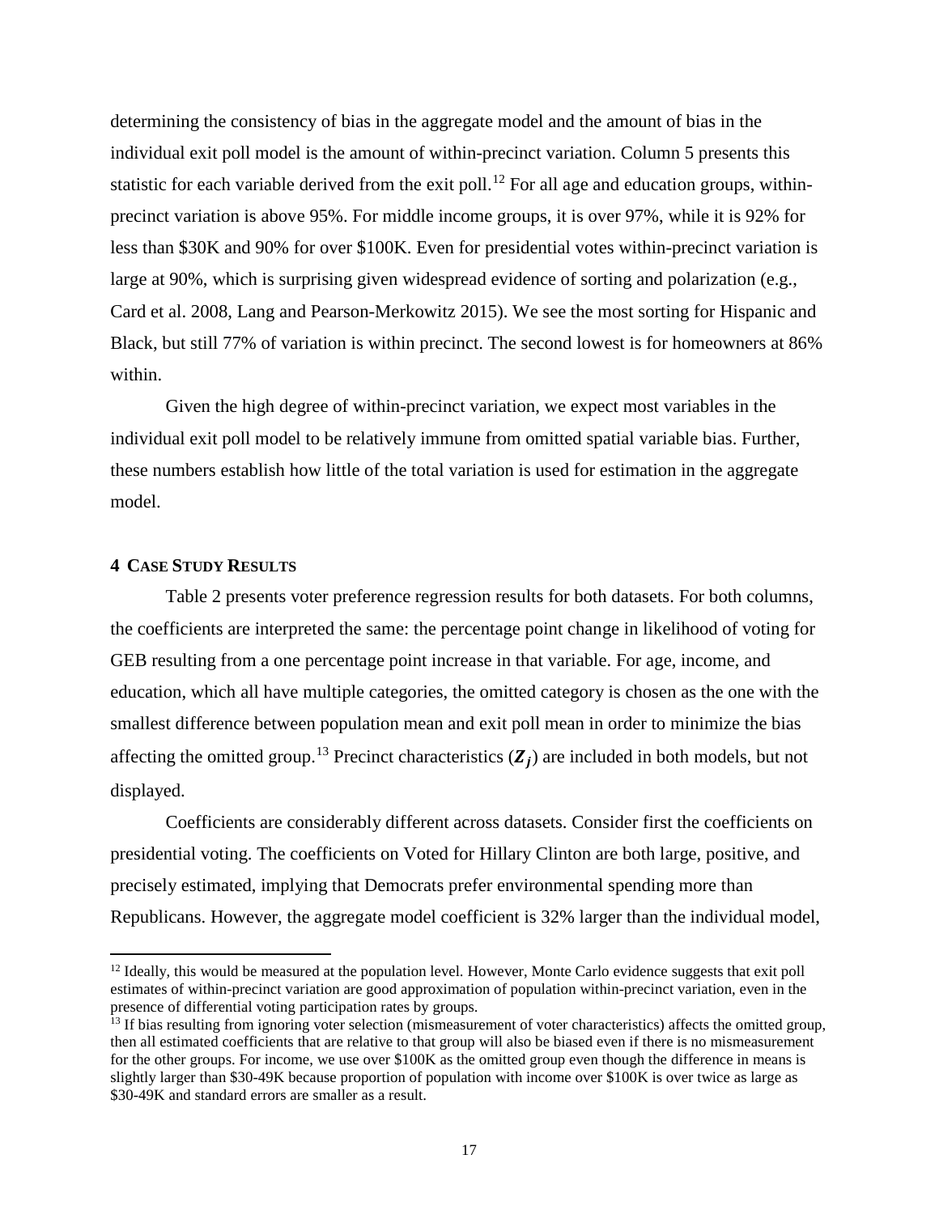determining the consistency of bias in the aggregate model and the amount of bias in the individual exit poll model is the amount of within-precinct variation. Column 5 presents this statistic for each variable derived from the exit poll.[12] For all age and education groups, within-precinct variation is above 95%. For middle income groups, it is over 97%, while it is 92% for less than $30K and 90% for over $100K. Even for presidential votes within-precinct variation is large at 90%, which is surprising given widespread evidence of sorting and polarization (e.g., Card et al. 2008, Lang and Pearson-Merkowitz 2015). We see the most sorting for Hispanic and Black, but still 77% of variation is within precinct. The second lowest is for homeowners at 86% within.

Given the high degree of within-precinct variation, we expect most variables in the individual exit poll model to be relatively immune from omitted spatial variable bias. Further, these numbers establish how little of the total variation is used for estimation in the aggregate model.

## 4 Case Study Results

Table 2 presents voter preference regression results for both datasets. For both columns, the coefficients are interpreted the same: the percentage point change in likelihood of voting for GEB resulting from a one percentage point increase in that variable. For age, income, and education, which all have multiple categories, the omitted category is chosen as the one with the smallest difference between population mean and exit poll mean in order to minimize the bias affecting the omitted group.[13] Precinct characteristics ($\boldsymbol{Z_j}$) are included in both models, but not displayed.

Coefficients are considerably different across datasets. Consider first the coefficients on presidential voting. The coefficients on Voted for Hillary Clinton are both large, positive, and precisely estimated, implying that Democrats prefer environmental spending more than Republicans. However, the aggregate model coefficient is 32% larger than the individual model,

[12] Ideally, this would be measured at the population level. However, Monte Carlo evidence suggests that exit poll estimates of within-precinct variation are good approximation of population within-precinct variation, even in the presence of differential voting participation rates by groups.

[13] If bias resulting from ignoring voter selection (mismeasurement of voter characteristics) affects the omitted group, then all estimated coefficients that are relative to that group will also be biased even if there is no mismeasurement for the other groups. For income, we use over $100K as the omitted group even though the difference in means is slightly larger than $30-49K because proportion of population with income over $100K is over twice as large as $30-49K and standard errors are smaller as a result.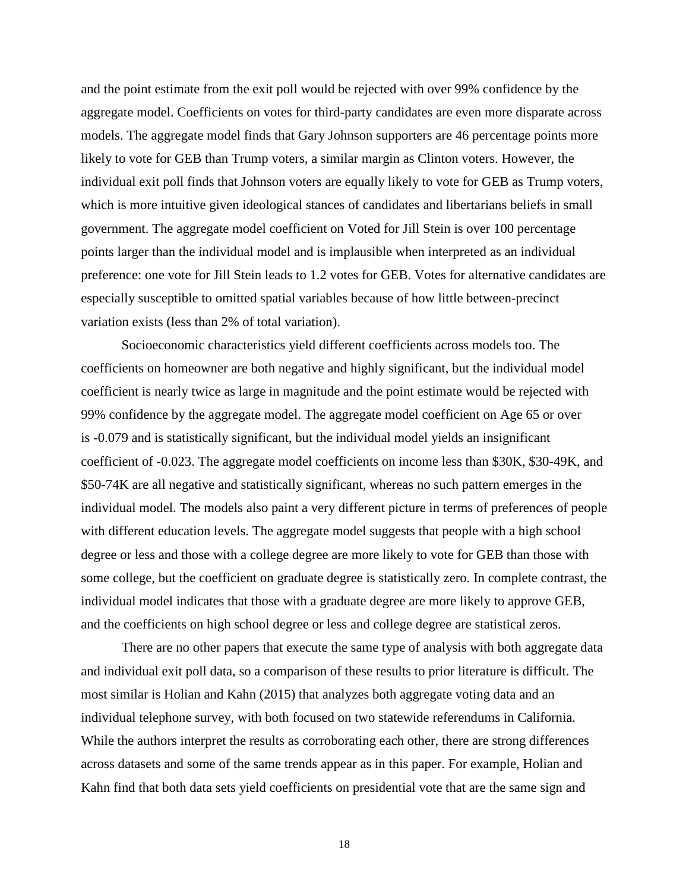and the point estimate from the exit poll would be rejected with over 99% confidence by the aggregate model. Coefficients on votes for third-party candidates are even more disparate across models. The aggregate model finds that Gary Johnson supporters are 46 percentage points more likely to vote for GEB than Trump voters, a similar margin as Clinton voters. However, the individual exit poll finds that Johnson voters are equally likely to vote for GEB as Trump voters, which is more intuitive given ideological stances of candidates and libertarians beliefs in small government. The aggregate model coefficient on Voted for Jill Stein is over 100 percentage points larger than the individual model and is implausible when interpreted as an individual preference: one vote for Jill Stein leads to 1.2 votes for GEB. Votes for alternative candidates are especially susceptible to omitted spatial variables because of how little between-precinct variation exists (less than 2% of total variation).

Socioeconomic characteristics yield different coefficients across models too. The coefficients on homeowner are both negative and highly significant, but the individual model coefficient is nearly twice as large in magnitude and the point estimate would be rejected with 99% confidence by the aggregate model. The aggregate model coefficient on Age 65 or over is -0.079 and is statistically significant, but the individual model yields an insignificant coefficient of -0.023. The aggregate model coefficients on income less than \$30K, \$30-49K, and \$50-74K are all negative and statistically significant, whereas no such pattern emerges in the individual model. The models also paint a very different picture in terms of preferences of people with different education levels. The aggregate model suggests that people with a high school degree or less and those with a college degree are more likely to vote for GEB than those with some college, but the coefficient on graduate degree is statistically zero. In complete contrast, the individual model indicates that those with a graduate degree are more likely to approve GEB, and the coefficients on high school degree or less and college degree are statistical zeros.

There are no other papers that execute the same type of analysis with both aggregate data and individual exit poll data, so a comparison of these results to prior literature is difficult. The most similar is Holian and Kahn (2015) that analyzes both aggregate voting data and an individual telephone survey, with both focused on two statewide referendums in California. While the authors interpret the results as corroborating each other, there are strong differences across datasets and some of the same trends appear as in this paper. For example, Holian and Kahn find that both data sets yield coefficients on presidential vote that are the same sign and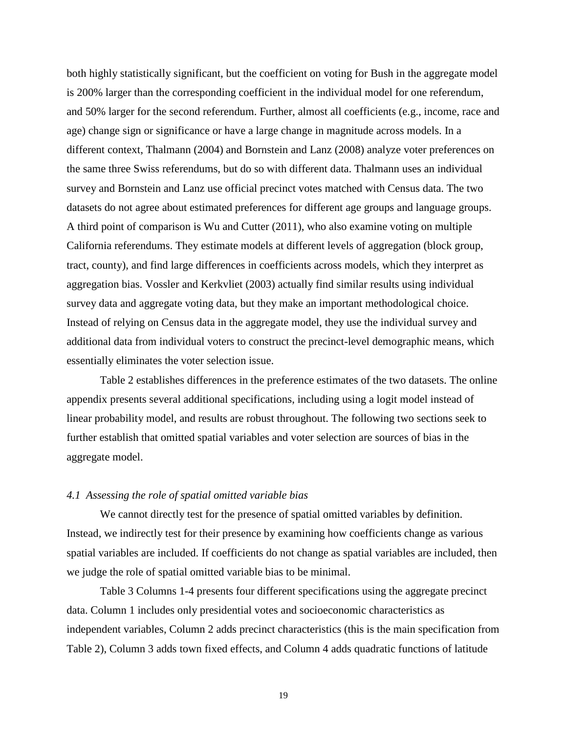both highly statistically significant, but the coefficient on voting for Bush in the aggregate model is 200% larger than the corresponding coefficient in the individual model for one referendum, and 50% larger for the second referendum. Further, almost all coefficients (e.g., income, race and age) change sign or significance or have a large change in magnitude across models. In a different context, Thalmann (2004) and Bornstein and Lanz (2008) analyze voter preferences on the same three Swiss referendums, but do so with different data. Thalmann uses an individual survey and Bornstein and Lanz use official precinct votes matched with Census data. The two datasets do not agree about estimated preferences for different age groups and language groups. A third point of comparison is Wu and Cutter (2011), who also examine voting on multiple California referendums. They estimate models at different levels of aggregation (block group, tract, county), and find large differences in coefficients across models, which they interpret as aggregation bias. Vossler and Kerkvliet (2003) actually find similar results using individual survey data and aggregate voting data, but they make an important methodological choice. Instead of relying on Census data in the aggregate model, they use the individual survey and additional data from individual voters to construct the precinct-level demographic means, which essentially eliminates the voter selection issue.

Table 2 establishes differences in the preference estimates of the two datasets. The online appendix presents several additional specifications, including using a logit model instead of linear probability model, and results are robust throughout. The following two sections seek to further establish that omitted spatial variables and voter selection are sources of bias in the aggregate model.

### *4.1 Assessing the role of spatial omitted variable bias*

We cannot directly test for the presence of spatial omitted variables by definition. Instead, we indirectly test for their presence by examining how coefficients change as various spatial variables are included. If coefficients do not change as spatial variables are included, then we judge the role of spatial omitted variable bias to be minimal.

Table 3 Columns 1-4 presents four different specifications using the aggregate precinct data. Column 1 includes only presidential votes and socioeconomic characteristics as independent variables, Column 2 adds precinct characteristics (this is the main specification from Table 2), Column 3 adds town fixed effects, and Column 4 adds quadratic functions of latitude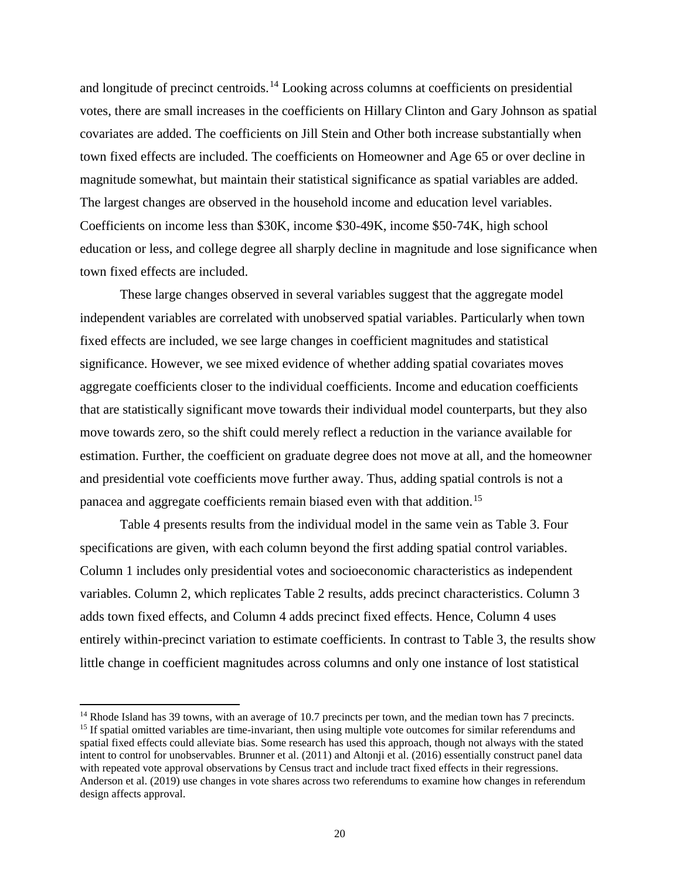and longitude of precinct centroids.[14] Looking across columns at coefficients on presidential votes, there are small increases in the coefficients on Hillary Clinton and Gary Johnson as spatial covariates are added. The coefficients on Jill Stein and Other both increase substantially when town fixed effects are included. The coefficients on Homeowner and Age 65 or over decline in magnitude somewhat, but maintain their statistical significance as spatial variables are added. The largest changes are observed in the household income and education level variables. Coefficients on income less than $30K, income $30-49K, income $50-74K, high school education or less, and college degree all sharply decline in magnitude and lose significance when town fixed effects are included.

These large changes observed in several variables suggest that the aggregate model independent variables are correlated with unobserved spatial variables. Particularly when town fixed effects are included, we see large changes in coefficient magnitudes and statistical significance. However, we see mixed evidence of whether adding spatial covariates moves aggregate coefficients closer to the individual coefficients. Income and education coefficients that are statistically significant move towards their individual model counterparts, but they also move towards zero, so the shift could merely reflect a reduction in the variance available for estimation. Further, the coefficient on graduate degree does not move at all, and the homeowner and presidential vote coefficients move further away. Thus, adding spatial controls is not a panacea and aggregate coefficients remain biased even with that addition.[15]

Table 4 presents results from the individual model in the same vein as Table 3. Four specifications are given, with each column beyond the first adding spatial control variables. Column 1 includes only presidential votes and socioeconomic characteristics as independent variables. Column 2, which replicates Table 2 results, adds precinct characteristics. Column 3 adds town fixed effects, and Column 4 adds precinct fixed effects. Hence, Column 4 uses entirely within-precinct variation to estimate coefficients. In contrast to Table 3, the results show little change in coefficient magnitudes across columns and only one instance of lost statistical

[14] Rhode Island has 39 towns, with an average of 10.7 precincts per town, and the median town has 7 precincts.

[15] If spatial omitted variables are time-invariant, then using multiple vote outcomes for similar referendums and spatial fixed effects could alleviate bias. Some research has used this approach, though not always with the stated intent to control for unobservables. Brunner et al. (2011) and Altonji et al. (2016) essentially construct panel data with repeated vote approval observations by Census tract and include tract fixed effects in their regressions. Anderson et al. (2019) use changes in vote shares across two referendums to examine how changes in referendum design affects approval.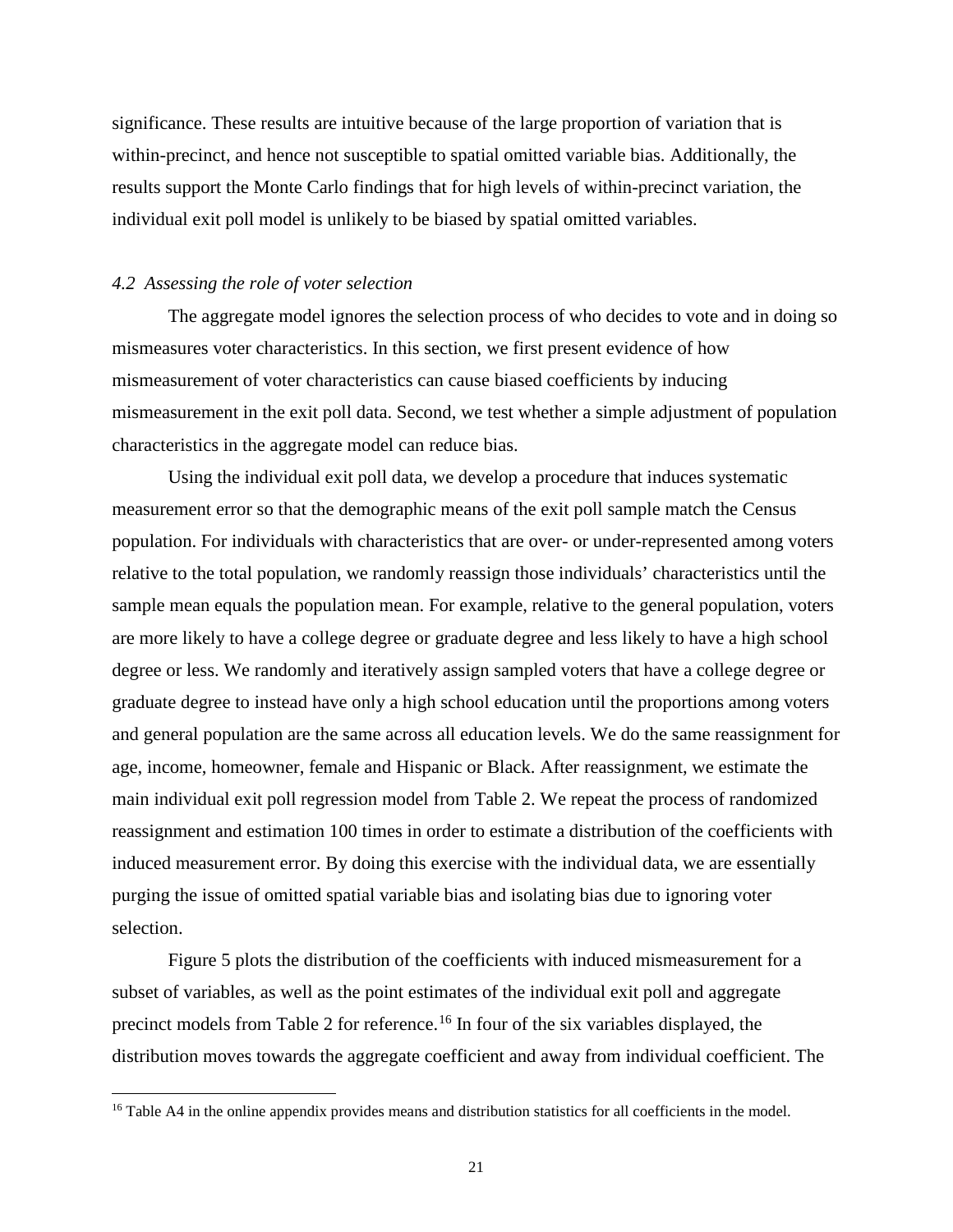significance. These results are intuitive because of the large proportion of variation that is within-precinct, and hence not susceptible to spatial omitted variable bias. Additionally, the results support the Monte Carlo findings that for high levels of within-precinct variation, the individual exit poll model is unlikely to be biased by spatial omitted variables.

### *4.2 Assessing the role of voter selection*

The aggregate model ignores the selection process of who decides to vote and in doing so mismeasures voter characteristics. In this section, we first present evidence of how mismeasurement of voter characteristics can cause biased coefficients by inducing mismeasurement in the exit poll data. Second, we test whether a simple adjustment of population characteristics in the aggregate model can reduce bias.

Using the individual exit poll data, we develop a procedure that induces systematic measurement error so that the demographic means of the exit poll sample match the Census population. For individuals with characteristics that are over- or under-represented among voters relative to the total population, we randomly reassign those individuals' characteristics until the sample mean equals the population mean. For example, relative to the general population, voters are more likely to have a college degree or graduate degree and less likely to have a high school degree or less. We randomly and iteratively assign sampled voters that have a college degree or graduate degree to instead have only a high school education until the proportions among voters and general population are the same across all education levels. We do the same reassignment for age, income, homeowner, female and Hispanic or Black. After reassignment, we estimate the main individual exit poll regression model from Table 2. We repeat the process of randomized reassignment and estimation 100 times in order to estimate a distribution of the coefficients with induced measurement error. By doing this exercise with the individual data, we are essentially purging the issue of omitted spatial variable bias and isolating bias due to ignoring voter selection.

Figure 5 plots the distribution of the coefficients with induced mismeasurement for a subset of variables, as well as the point estimates of the individual exit poll and aggregate precinct models from Table 2 for reference.[16] In four of the six variables displayed, the distribution moves towards the aggregate coefficient and away from individual coefficient. The

[16] Table A4 in the online appendix provides means and distribution statistics for all coefficients in the model.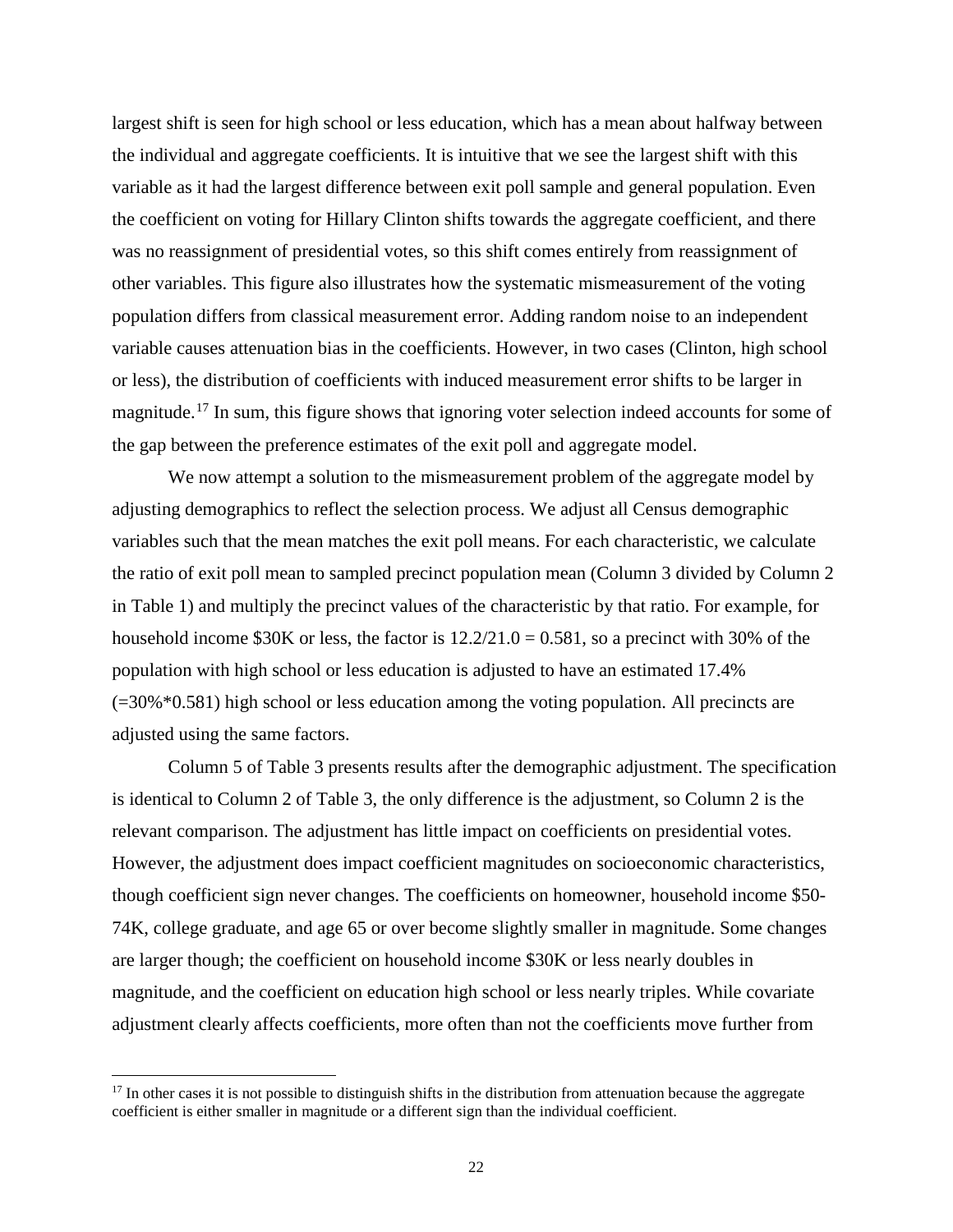largest shift is seen for high school or less education, which has a mean about halfway between the individual and aggregate coefficients. It is intuitive that we see the largest shift with this variable as it had the largest difference between exit poll sample and general population. Even the coefficient on voting for Hillary Clinton shifts towards the aggregate coefficient, and there was no reassignment of presidential votes, so this shift comes entirely from reassignment of other variables. This figure also illustrates how the systematic mismeasurement of the voting population differs from classical measurement error. Adding random noise to an independent variable causes attenuation bias in the coefficients. However, in two cases (Clinton, high school or less), the distribution of coefficients with induced measurement error shifts to be larger in magnitude.[17] In sum, this figure shows that ignoring voter selection indeed accounts for some of the gap between the preference estimates of the exit poll and aggregate model.

We now attempt a solution to the mismeasurement problem of the aggregate model by adjusting demographics to reflect the selection process. We adjust all Census demographic variables such that the mean matches the exit poll means. For each characteristic, we calculate the ratio of exit poll mean to sampled precinct population mean (Column 3 divided by Column 2 in Table 1) and multiply the precinct values of the characteristic by that ratio. For example, for household income $30K or less, the factor is 12.2/21.0 = 0.581, so a precinct with 30% of the population with high school or less education is adjusted to have an estimated 17.4% (=30%*0.581) high school or less education among the voting population. All precincts are adjusted using the same factors.

Column 5 of Table 3 presents results after the demographic adjustment. The specification is identical to Column 2 of Table 3, the only difference is the adjustment, so Column 2 is the relevant comparison. The adjustment has little impact on coefficients on presidential votes. However, the adjustment does impact coefficient magnitudes on socioeconomic characteristics, though coefficient sign never changes. The coefficients on homeowner, household income $50-74K, college graduate, and age 65 or over become slightly smaller in magnitude. Some changes are larger though; the coefficient on household income $30K or less nearly doubles in magnitude, and the coefficient on education high school or less nearly triples. While covariate adjustment clearly affects coefficients, more often than not the coefficients move further from

[17] In other cases it is not possible to distinguish shifts in the distribution from attenuation because the aggregate coefficient is either smaller in magnitude or a different sign than the individual coefficient.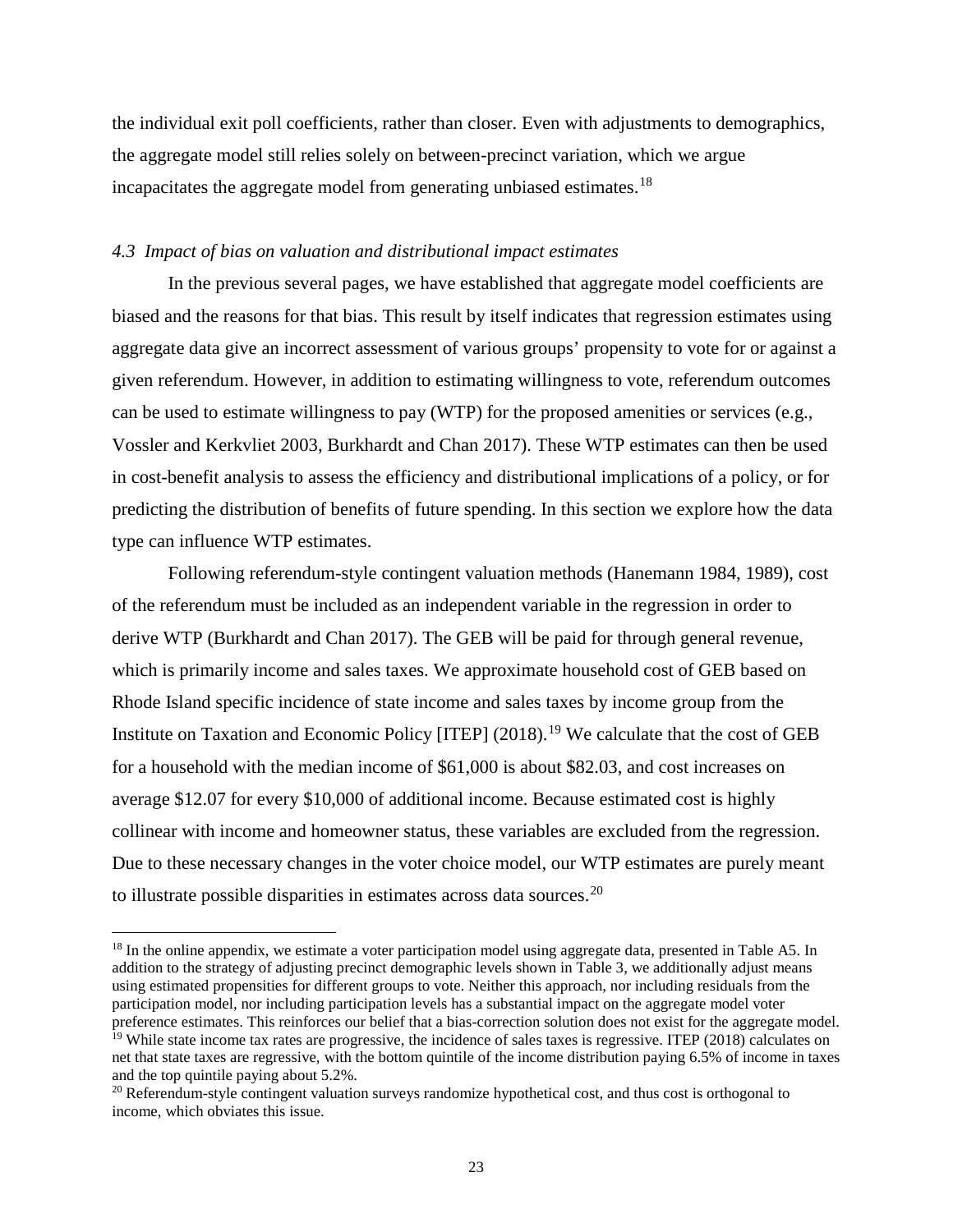the individual exit poll coefficients, rather than closer. Even with adjustments to demographics, the aggregate model still relies solely on between-precinct variation, which we argue incapacitates the aggregate model from generating unbiased estimates.[18]

### *4.3 Impact of bias on valuation and distributional impact estimates*

In the previous several pages, we have established that aggregate model coefficients are biased and the reasons for that bias. This result by itself indicates that regression estimates using aggregate data give an incorrect assessment of various groups' propensity to vote for or against a given referendum. However, in addition to estimating willingness to vote, referendum outcomes can be used to estimate willingness to pay (WTP) for the proposed amenities or services (e.g., Vossler and Kerkvliet 2003, Burkhardt and Chan 2017). These WTP estimates can then be used in cost-benefit analysis to assess the efficiency and distributional implications of a policy, or for predicting the distribution of benefits of future spending. In this section we explore how the data type can influence WTP estimates.

Following referendum-style contingent valuation methods (Hanemann 1984, 1989), cost of the referendum must be included as an independent variable in the regression in order to derive WTP (Burkhardt and Chan 2017). The GEB will be paid for through general revenue, which is primarily income and sales taxes. We approximate household cost of GEB based on Rhode Island specific incidence of state income and sales taxes by income group from the Institute on Taxation and Economic Policy [ITEP] (2018).[19] We calculate that the cost of GEB for a household with the median income of $61,000 is about $82.03, and cost increases on average $12.07 for every $10,000 of additional income. Because estimated cost is highly collinear with income and homeowner status, these variables are excluded from the regression. Due to these necessary changes in the voter choice model, our WTP estimates are purely meant to illustrate possible disparities in estimates across data sources.[20]

---

[18] In the online appendix, we estimate a voter participation model using aggregate data, presented in Table A5. In addition to the strategy of adjusting precinct demographic levels shown in Table 3, we additionally adjust means using estimated propensities for different groups to vote. Neither this approach, nor including residuals from the participation model, nor including participation levels has a substantial impact on the aggregate model voter preference estimates. This reinforces our belief that a bias-correction solution does not exist for the aggregate model.

[19] While state income tax rates are progressive, the incidence of sales taxes is regressive. ITEP (2018) calculates on net that state taxes are regressive, with the bottom quintile of the income distribution paying 6.5% of income in taxes and the top quintile paying about 5.2%.

[20] Referendum-style contingent valuation surveys randomize hypothetical cost, and thus cost is orthogonal to income, which obviates this issue.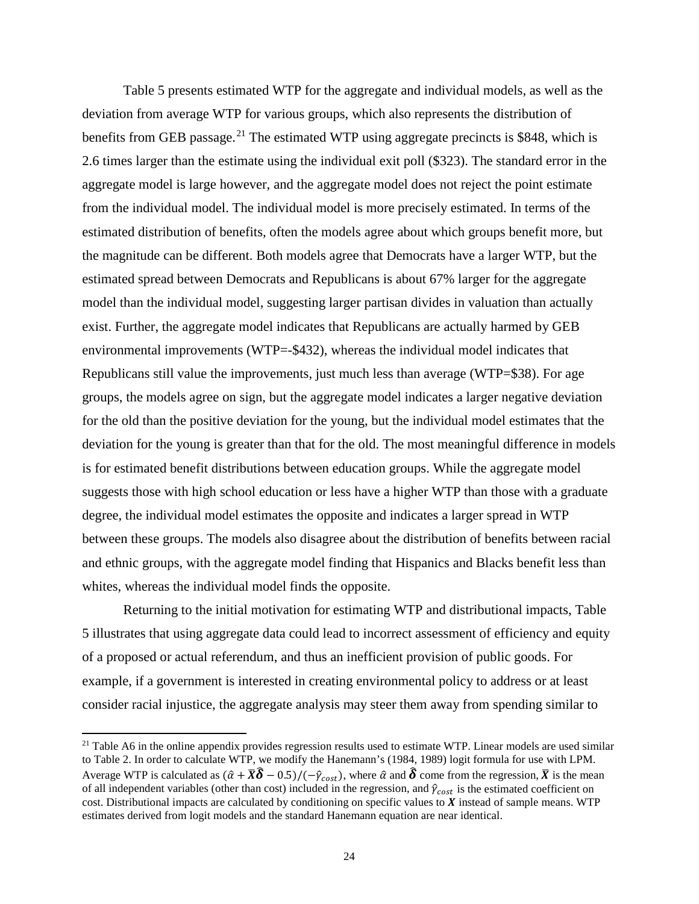Table 5 presents estimated WTP for the aggregate and individual models, as well as the deviation from average WTP for various groups, which also represents the distribution of benefits from GEB passage.[21] The estimated WTP using aggregate precincts is \$848, which is 2.6 times larger than the estimate using the individual exit poll (\$323). The standard error in the aggregate model is large however, and the aggregate model does not reject the point estimate from the individual model. The individual model is more precisely estimated. In terms of the estimated distribution of benefits, often the models agree about which groups benefit more, but the magnitude can be different. Both models agree that Democrats have a larger WTP, but the estimated spread between Democrats and Republicans is about 67% larger for the aggregate model than the individual model, suggesting larger partisan divides in valuation than actually exist. Further, the aggregate model indicates that Republicans are actually harmed by GEB environmental improvements (WTP=-\$432), whereas the individual model indicates that Republicans still value the improvements, just much less than average (WTP=\$38). For age groups, the models agree on sign, but the aggregate model indicates a larger negative deviation for the old than the positive deviation for the young, but the individual model estimates that the deviation for the young is greater than that for the old. The most meaningful difference in models is for estimated benefit distributions between education groups. While the aggregate model suggests those with high school education or less have a higher WTP than those with a graduate degree, the individual model estimates the opposite and indicates a larger spread in WTP between these groups. The models also disagree about the distribution of benefits between racial and ethnic groups, with the aggregate model finding that Hispanics and Blacks benefit less than whites, whereas the individual model finds the opposite.

Returning to the initial motivation for estimating WTP and distributional impacts, Table 5 illustrates that using aggregate data could lead to incorrect assessment of efficiency and equity of a proposed or actual referendum, and thus an inefficient provision of public goods. For example, if a government is interested in creating environmental policy to address or at least consider racial injustice, the aggregate analysis may steer them away from spending similar to

[21] Table A6 in the online appendix provides regression results used to estimate WTP. Linear models are used similar to Table 2. In order to calculate WTP, we modify the Hanemann's (1984, 1989) logit formula for use with LPM. Average WTP is calculated as $(\hat{\alpha} + \bar{\boldsymbol{X}}\hat{\boldsymbol{\delta}} - 0.5)/(-\hat{\gamma}_{cost})$, where $\hat{\alpha}$ and $\hat{\boldsymbol{\delta}}$ come from the regression, $\bar{\boldsymbol{X}}$ is the mean of all independent variables (other than cost) included in the regression, and $\hat{\gamma}_{cost}$ is the estimated coefficient on cost. Distributional impacts are calculated by conditioning on specific values to $\boldsymbol{X}$ instead of sample means. WTP estimates derived from logit models and the standard Hanemann equation are near identical.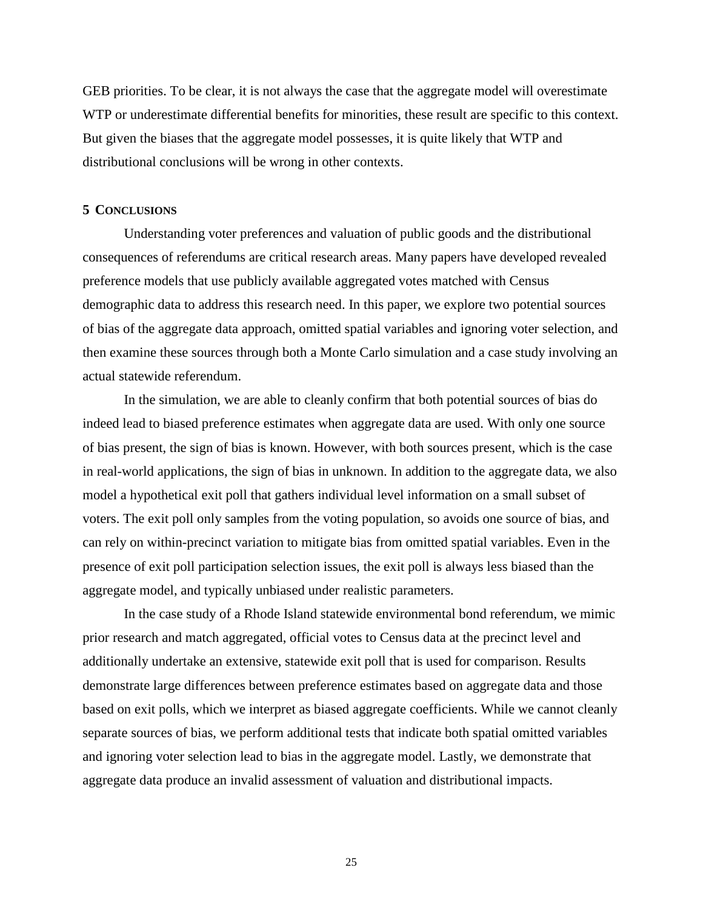GEB priorities. To be clear, it is not always the case that the aggregate model will overestimate WTP or underestimate differential benefits for minorities, these result are specific to this context. But given the biases that the aggregate model possesses, it is quite likely that WTP and distributional conclusions will be wrong in other contexts.

## 5 CONCLUSIONS

Understanding voter preferences and valuation of public goods and the distributional consequences of referendums are critical research areas. Many papers have developed revealed preference models that use publicly available aggregated votes matched with Census demographic data to address this research need. In this paper, we explore two potential sources of bias of the aggregate data approach, omitted spatial variables and ignoring voter selection, and then examine these sources through both a Monte Carlo simulation and a case study involving an actual statewide referendum.

In the simulation, we are able to cleanly confirm that both potential sources of bias do indeed lead to biased preference estimates when aggregate data are used. With only one source of bias present, the sign of bias is known. However, with both sources present, which is the case in real-world applications, the sign of bias in unknown. In addition to the aggregate data, we also model a hypothetical exit poll that gathers individual level information on a small subset of voters. The exit poll only samples from the voting population, so avoids one source of bias, and can rely on within-precinct variation to mitigate bias from omitted spatial variables. Even in the presence of exit poll participation selection issues, the exit poll is always less biased than the aggregate model, and typically unbiased under realistic parameters.

In the case study of a Rhode Island statewide environmental bond referendum, we mimic prior research and match aggregated, official votes to Census data at the precinct level and additionally undertake an extensive, statewide exit poll that is used for comparison. Results demonstrate large differences between preference estimates based on aggregate data and those based on exit polls, which we interpret as biased aggregate coefficients. While we cannot cleanly separate sources of bias, we perform additional tests that indicate both spatial omitted variables and ignoring voter selection lead to bias in the aggregate model. Lastly, we demonstrate that aggregate data produce an invalid assessment of valuation and distributional impacts.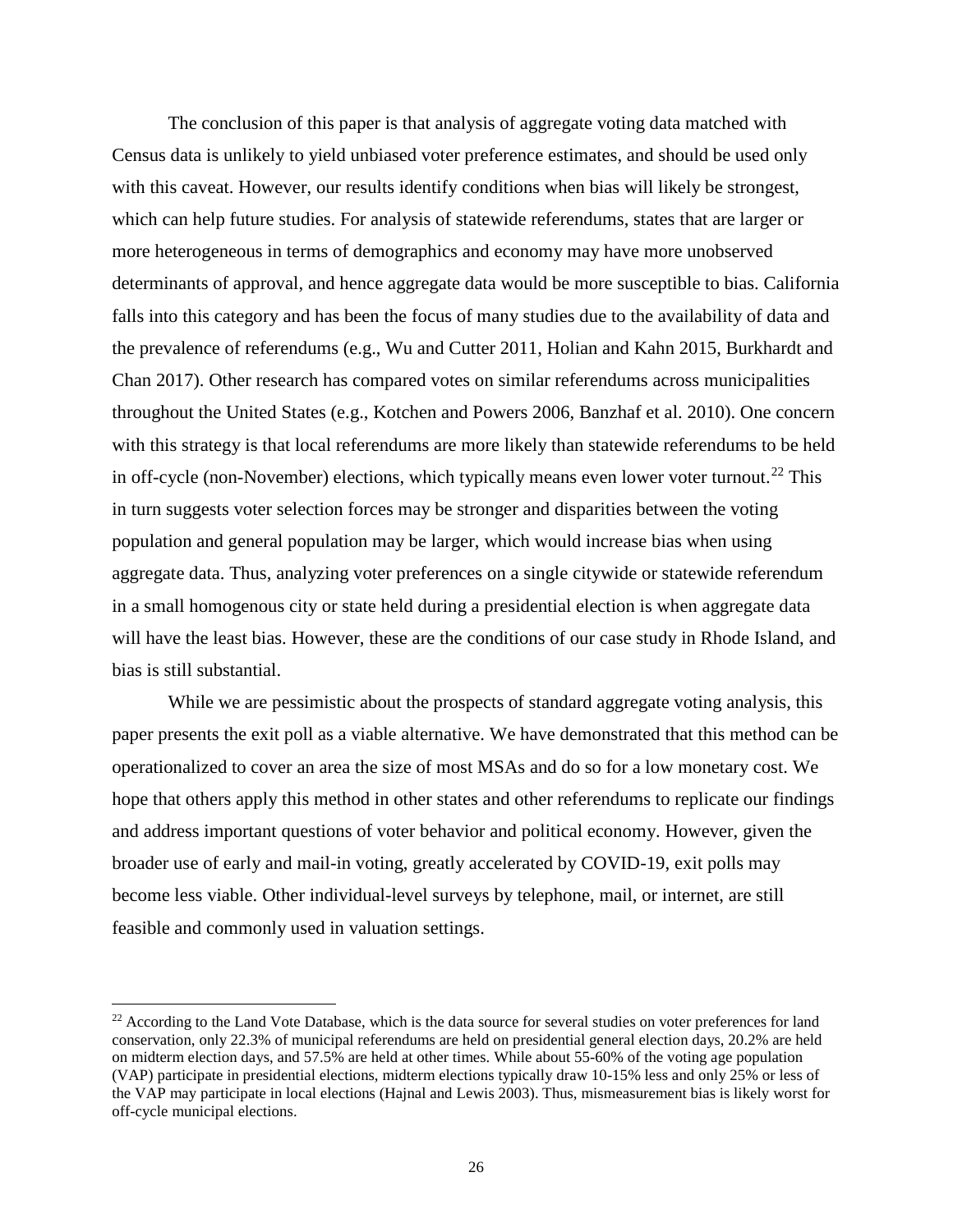The conclusion of this paper is that analysis of aggregate voting data matched with Census data is unlikely to yield unbiased voter preference estimates, and should be used only with this caveat. However, our results identify conditions when bias will likely be strongest, which can help future studies. For analysis of statewide referendums, states that are larger or more heterogeneous in terms of demographics and economy may have more unobserved determinants of approval, and hence aggregate data would be more susceptible to bias. California falls into this category and has been the focus of many studies due to the availability of data and the prevalence of referendums (e.g., Wu and Cutter 2011, Holian and Kahn 2015, Burkhardt and Chan 2017). Other research has compared votes on similar referendums across municipalities throughout the United States (e.g., Kotchen and Powers 2006, Banzhaf et al. 2010). One concern with this strategy is that local referendums are more likely than statewide referendums to be held in off-cycle (non-November) elections, which typically means even lower voter turnout.[22] This in turn suggests voter selection forces may be stronger and disparities between the voting population and general population may be larger, which would increase bias when using aggregate data. Thus, analyzing voter preferences on a single citywide or statewide referendum in a small homogenous city or state held during a presidential election is when aggregate data will have the least bias. However, these are the conditions of our case study in Rhode Island, and bias is still substantial.

While we are pessimistic about the prospects of standard aggregate voting analysis, this paper presents the exit poll as a viable alternative. We have demonstrated that this method can be operationalized to cover an area the size of most MSAs and do so for a low monetary cost. We hope that others apply this method in other states and other referendums to replicate our findings and address important questions of voter behavior and political economy. However, given the broader use of early and mail-in voting, greatly accelerated by COVID-19, exit polls may become less viable. Other individual-level surveys by telephone, mail, or internet, are still feasible and commonly used in valuation settings.

[22] According to the Land Vote Database, which is the data source for several studies on voter preferences for land conservation, only 22.3% of municipal referendums are held on presidential general election days, 20.2% are held on midterm election days, and 57.5% are held at other times. While about 55-60% of the voting age population (VAP) participate in presidential elections, midterm elections typically draw 10-15% less and only 25% or less of the VAP may participate in local elections (Hajnal and Lewis 2003). Thus, mismeasurement bias is likely worst for off-cycle municipal elections.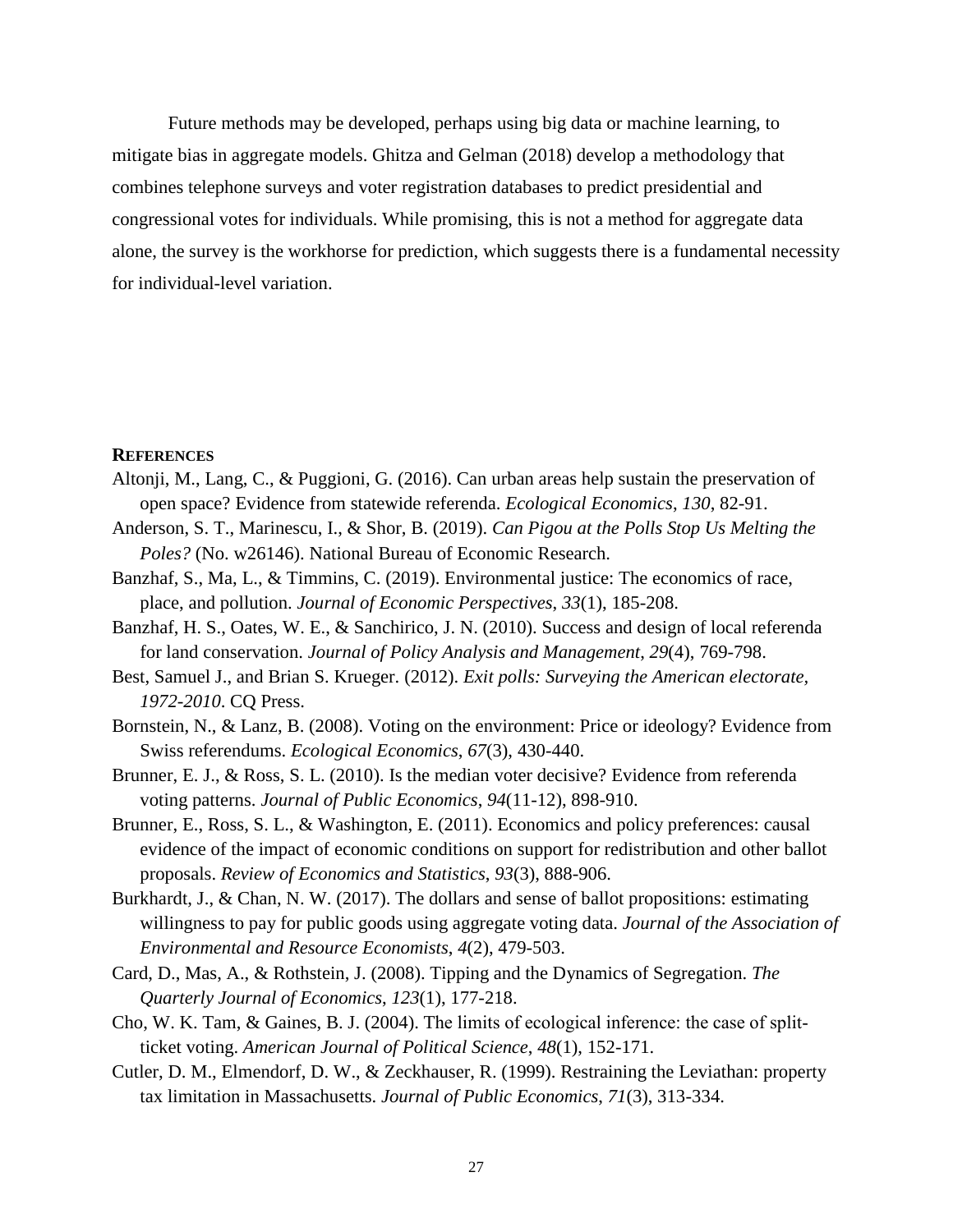Future methods may be developed, perhaps using big data or machine learning, to mitigate bias in aggregate models. Ghitza and Gelman (2018) develop a methodology that combines telephone surveys and voter registration databases to predict presidential and congressional votes for individuals. While promising, this is not a method for aggregate data alone, the survey is the workhorse for prediction, which suggests there is a fundamental necessity for individual-level variation.

## REFERENCES

Altonji, M., Lang, C., & Puggioni, G. (2016). Can urban areas help sustain the preservation of open space? Evidence from statewide referenda. *Ecological Economics*, *130*, 82-91.

Anderson, S. T., Marinescu, I., & Shor, B. (2019). *Can Pigou at the Polls Stop Us Melting the Poles?* (No. w26146). National Bureau of Economic Research.

Banzhaf, S., Ma, L., & Timmins, C. (2019). Environmental justice: The economics of race, place, and pollution. *Journal of Economic Perspectives*, *33*(1), 185-208.

Banzhaf, H. S., Oates, W. E., & Sanchirico, J. N. (2010). Success and design of local referenda for land conservation. *Journal of Policy Analysis and Management*, *29*(4), 769-798.

Best, Samuel J., and Brian S. Krueger. (2012). *Exit polls: Surveying the American electorate, 1972-2010*. CQ Press.

Bornstein, N., & Lanz, B. (2008). Voting on the environment: Price or ideology? Evidence from Swiss referendums. *Ecological Economics*, *67*(3), 430-440.

Brunner, E. J., & Ross, S. L. (2010). Is the median voter decisive? Evidence from referenda voting patterns. *Journal of Public Economics*, *94*(11-12), 898-910.

Brunner, E., Ross, S. L., & Washington, E. (2011). Economics and policy preferences: causal evidence of the impact of economic conditions on support for redistribution and other ballot proposals. *Review of Economics and Statistics*, *93*(3), 888-906.

Burkhardt, J., & Chan, N. W. (2017). The dollars and sense of ballot propositions: estimating willingness to pay for public goods using aggregate voting data. *Journal of the Association of Environmental and Resource Economists*, *4*(2), 479-503.

Card, D., Mas, A., & Rothstein, J. (2008). Tipping and the Dynamics of Segregation. *The Quarterly Journal of Economics*, *123*(1), 177-218.

Cho, W. K. Tam, & Gaines, B. J. (2004). The limits of ecological inference: the case of split-ticket voting. *American Journal of Political Science*, *48*(1), 152-171.

Cutler, D. M., Elmendorf, D. W., & Zeckhauser, R. (1999). Restraining the Leviathan: property tax limitation in Massachusetts. *Journal of Public Economics*, *71*(3), 313-334.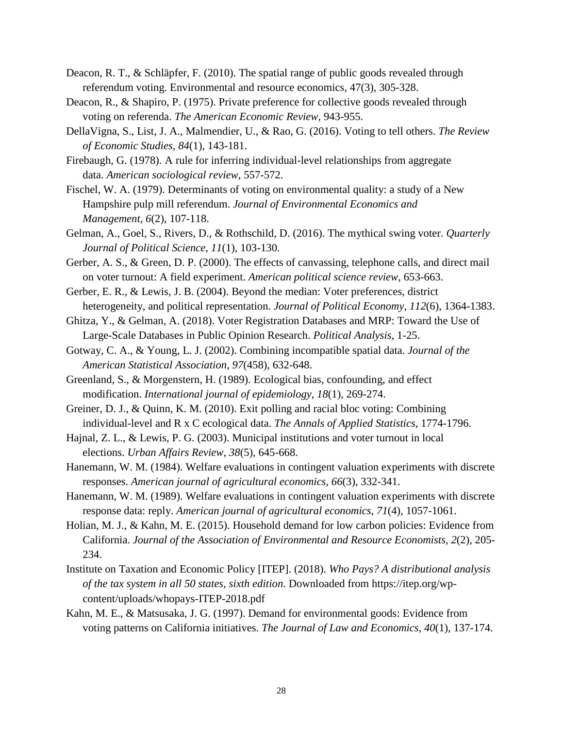Deacon, R. T., & Schläpfer, F. (2010). The spatial range of public goods revealed through referendum voting. Environmental and resource economics, 47(3), 305-328.

Deacon, R., & Shapiro, P. (1975). Private preference for collective goods revealed through voting on referenda. *The American Economic Review*, 943-955.

DellaVigna, S., List, J. A., Malmendier, U., & Rao, G. (2016). Voting to tell others. *The Review of Economic Studies*, *84*(1), 143-181.

Firebaugh, G. (1978). A rule for inferring individual-level relationships from aggregate data. *American sociological review*, 557-572.

Fischel, W. A. (1979). Determinants of voting on environmental quality: a study of a New Hampshire pulp mill referendum. *Journal of Environmental Economics and Management*, *6*(2), 107-118.

Gelman, A., Goel, S., Rivers, D., & Rothschild, D. (2016). The mythical swing voter. *Quarterly Journal of Political Science*, *11*(1), 103-130.

Gerber, A. S., & Green, D. P. (2000). The effects of canvassing, telephone calls, and direct mail on voter turnout: A field experiment. *American political science review*, 653-663.

Gerber, E. R., & Lewis, J. B. (2004). Beyond the median: Voter preferences, district heterogeneity, and political representation. *Journal of Political Economy*, *112*(6), 1364-1383.

Ghitza, Y., & Gelman, A. (2018). Voter Registration Databases and MRP: Toward the Use of Large-Scale Databases in Public Opinion Research. *Political Analysis*, 1-25.

Gotway, C. A., & Young, L. J. (2002). Combining incompatible spatial data. *Journal of the American Statistical Association*, *97*(458), 632-648.

Greenland, S., & Morgenstern, H. (1989). Ecological bias, confounding, and effect modification. *International journal of epidemiology*, *18*(1), 269-274.

Greiner, D. J., & Quinn, K. M. (2010). Exit polling and racial bloc voting: Combining individual-level and R x C ecological data. *The Annals of Applied Statistics*, 1774-1796.

Hajnal, Z. L., & Lewis, P. G. (2003). Municipal institutions and voter turnout in local elections. *Urban Affairs Review*, *38*(5), 645-668.

Hanemann, W. M. (1984). Welfare evaluations in contingent valuation experiments with discrete responses. *American journal of agricultural economics*, *66*(3), 332-341.

Hanemann, W. M. (1989). Welfare evaluations in contingent valuation experiments with discrete response data: reply. *American journal of agricultural economics*, *71*(4), 1057-1061.

Holian, M. J., & Kahn, M. E. (2015). Household demand for low carbon policies: Evidence from California. *Journal of the Association of Environmental and Resource Economists*, *2*(2), 205-234.

Institute on Taxation and Economic Policy [ITEP]. (2018). *Who Pays? A distributional analysis of the tax system in all 50 states, sixth edition*. Downloaded from https://itep.org/wp-content/uploads/whopays-ITEP-2018.pdf

Kahn, M. E., & Matsusaka, J. G. (1997). Demand for environmental goods: Evidence from voting patterns on California initiatives. *The Journal of Law and Economics*, *40*(1), 137-174.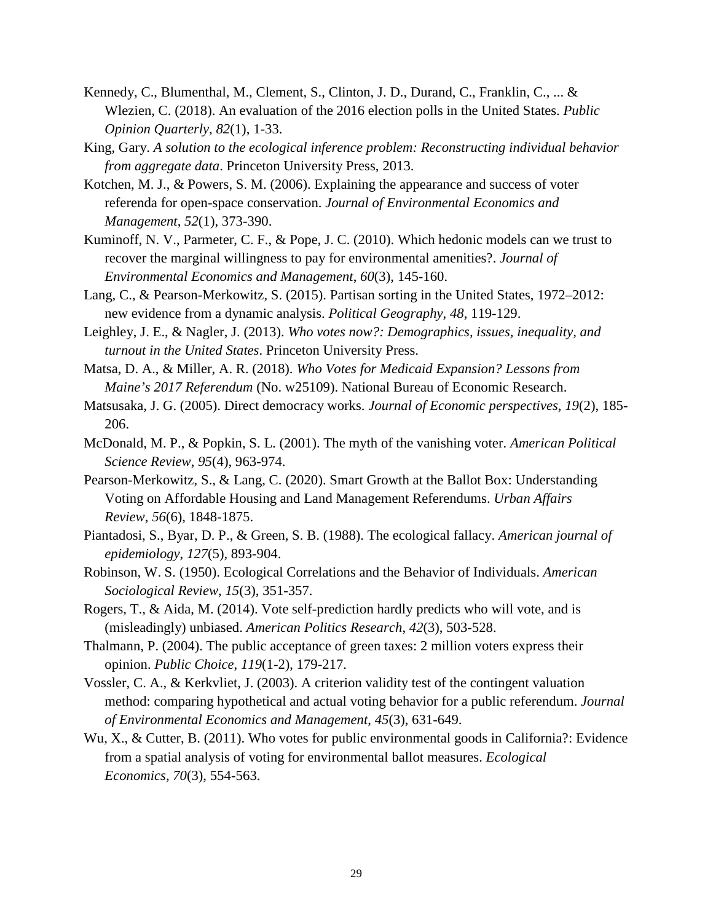Kennedy, C., Blumenthal, M., Clement, S., Clinton, J. D., Durand, C., Franklin, C., ... & Wlezien, C. (2018). An evaluation of the 2016 election polls in the United States. *Public Opinion Quarterly*, *82*(1), 1-33.

King, Gary. *A solution to the ecological inference problem: Reconstructing individual behavior from aggregate data*. Princeton University Press, 2013.

Kotchen, M. J., & Powers, S. M. (2006). Explaining the appearance and success of voter referenda for open-space conservation. *Journal of Environmental Economics and Management*, *52*(1), 373-390.

Kuminoff, N. V., Parmeter, C. F., & Pope, J. C. (2010). Which hedonic models can we trust to recover the marginal willingness to pay for environmental amenities?. *Journal of Environmental Economics and Management*, *60*(3), 145-160.

Lang, C., & Pearson-Merkowitz, S. (2015). Partisan sorting in the United States, 1972–2012: new evidence from a dynamic analysis. *Political Geography*, *48*, 119-129.

Leighley, J. E., & Nagler, J. (2013). *Who votes now?: Demographics, issues, inequality, and turnout in the United States*. Princeton University Press.

Matsa, D. A., & Miller, A. R. (2018). *Who Votes for Medicaid Expansion? Lessons from Maine's 2017 Referendum* (No. w25109). National Bureau of Economic Research.

Matsusaka, J. G. (2005). Direct democracy works. *Journal of Economic perspectives*, *19*(2), 185-206.

McDonald, M. P., & Popkin, S. L. (2001). The myth of the vanishing voter. *American Political Science Review*, *95*(4), 963-974.

Pearson-Merkowitz, S., & Lang, C. (2020). Smart Growth at the Ballot Box: Understanding Voting on Affordable Housing and Land Management Referendums. *Urban Affairs Review*, *56*(6), 1848-1875.

Piantadosi, S., Byar, D. P., & Green, S. B. (1988). The ecological fallacy. *American journal of epidemiology*, *127*(5), 893-904.

Robinson, W. S. (1950). Ecological Correlations and the Behavior of Individuals. *American Sociological Review*, *15*(3), 351-357.

Rogers, T., & Aida, M. (2014). Vote self-prediction hardly predicts who will vote, and is (misleadingly) unbiased. *American Politics Research*, *42*(3), 503-528.

Thalmann, P. (2004). The public acceptance of green taxes: 2 million voters express their opinion. *Public Choice*, *119*(1-2), 179-217.

Vossler, C. A., & Kerkvliet, J. (2003). A criterion validity test of the contingent valuation method: comparing hypothetical and actual voting behavior for a public referendum. *Journal of Environmental Economics and Management*, *45*(3), 631-649.

Wu, X., & Cutter, B. (2011). Who votes for public environmental goods in California?: Evidence from a spatial analysis of voting for environmental ballot measures. *Ecological Economics*, *70*(3), 554-563.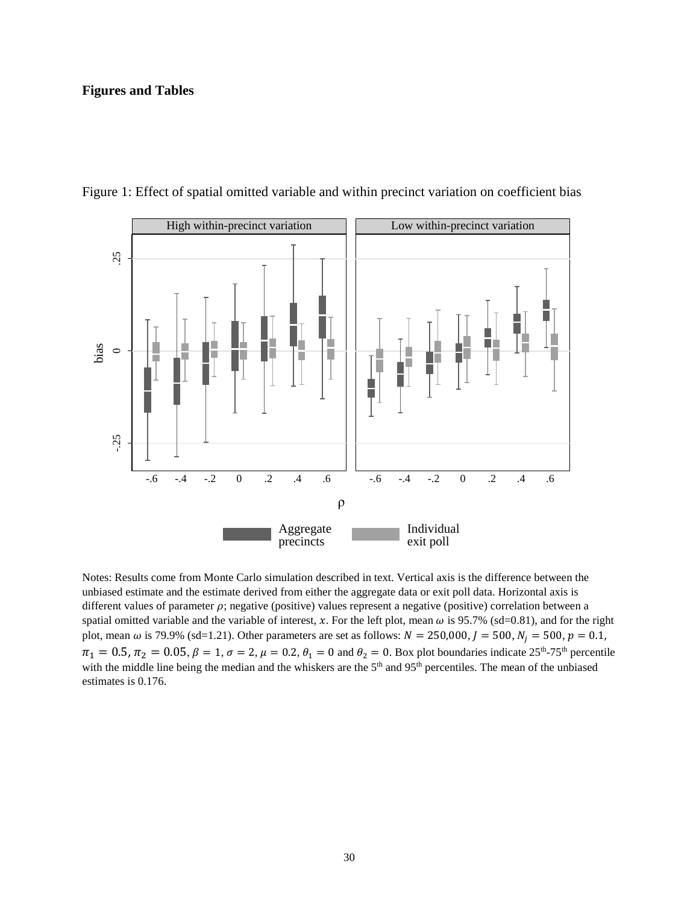**Figures and Tables**

Figure 1: Effect of spatial omitted variable and within precinct variation on coefficient bias

Notes: Results come from Monte Carlo simulation described in text. Vertical axis is the difference between the unbiased estimate and the estimate derived from either the aggregate data or exit poll data. Horizontal axis is different values of parameter $\rho$; negative (positive) values represent a negative (positive) correlation between a spatial omitted variable and the variable of interest, $x$. For the left plot, mean $\omega$ is 95.7% (sd=0.81), and for the right plot, mean $\omega$ is 79.9% (sd=1.21). Other parameters are set as follows: $N = 250{,}000$, $J = 500$, $N_j = 500$, $p = 0.1$, $\pi_1 = 0.5$, $\pi_2 = 0.05$, $\beta = 1$, $\sigma = 2$, $\mu = 0.2$, $\theta_1 = 0$ and $\theta_2 = 0$. Box plot boundaries indicate 25th-75th percentile with the middle line being the median and the whiskers are the 5th and 95th percentiles. The mean of the unbiased estimates is 0.176.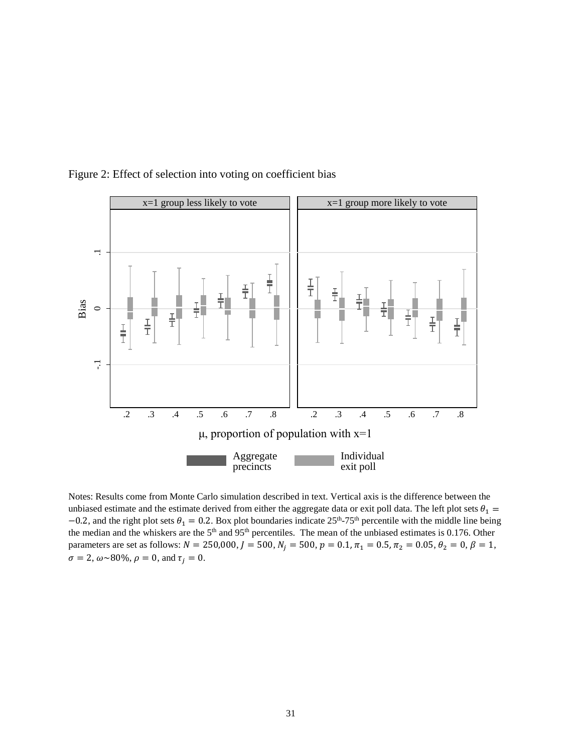Figure 2: Effect of selection into voting on coefficient bias

Notes: Results come from Monte Carlo simulation described in text. Vertical axis is the difference between the unbiased estimate and the estimate derived from either the aggregate data or exit poll data. The left plot sets $\theta_1 = -0.2$, and the right plot sets $\theta_1 = 0.2$. Box plot boundaries indicate 25[th]-75[th] percentile with the middle line being the median and the whiskers are the 5[th] and 95[th] percentiles. The mean of the unbiased estimates is 0.176. Other parameters are set as follows: $N = 250{,}000$, $J = 500$, $N_j = 500$, $p = 0.1$, $\pi_1 = 0.5$, $\pi_2 = 0.05$, $\theta_2 = 0$, $\beta = 1$, $\sigma = 2$, $\omega \sim 80\%$, $\rho = 0$, and $\tau_j = 0$.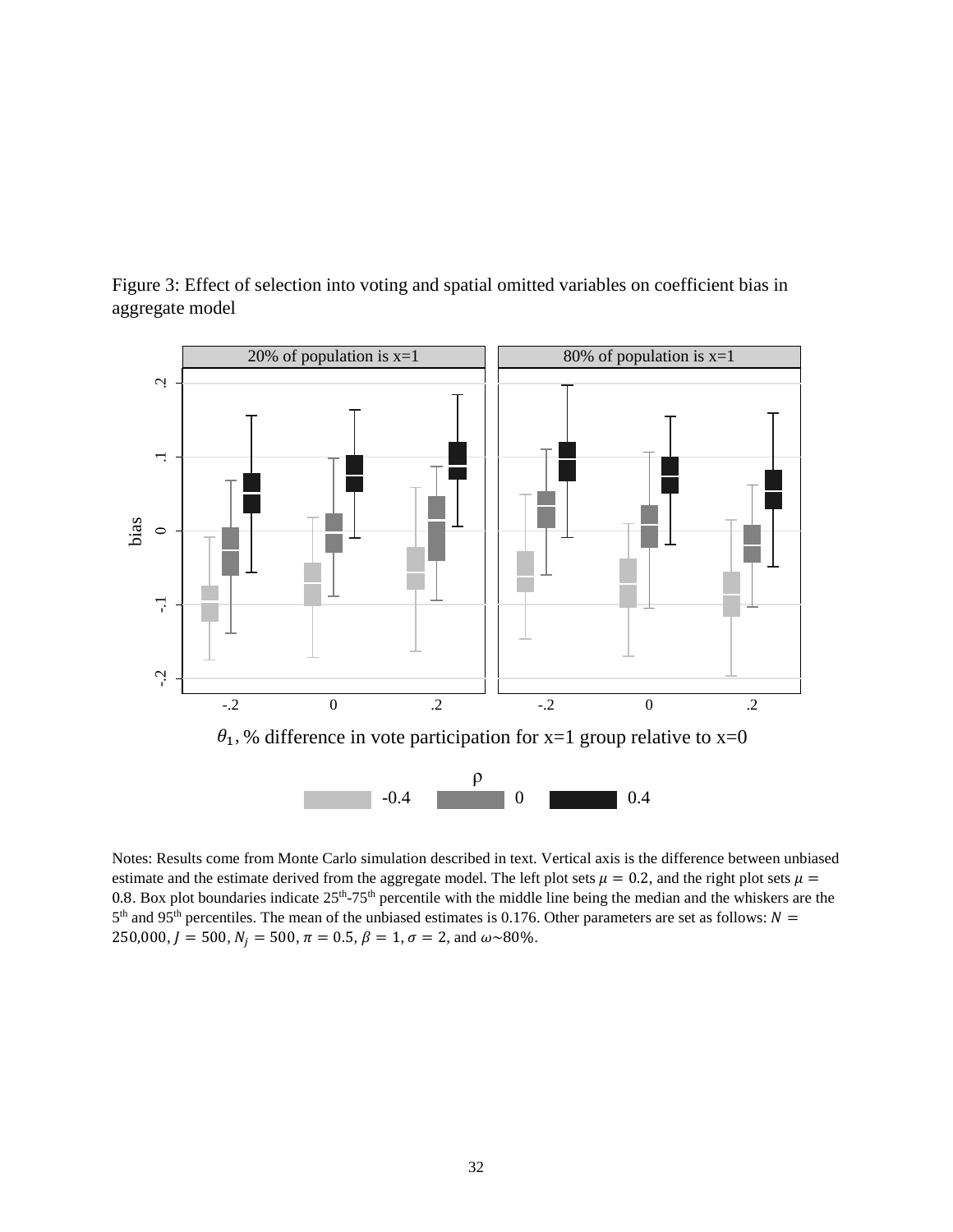Figure 3: Effect of selection into voting and spatial omitted variables on coefficient bias in aggregate model

Notes: Results come from Monte Carlo simulation described in text. Vertical axis is the difference between unbiased estimate and the estimate derived from the aggregate model. The left plot sets $\mu = 0.2$, and the right plot sets $\mu = 0.8$. Box plot boundaries indicate 25[th]-75[th] percentile with the middle line being the median and the whiskers are the 5[th] and 95[th] percentiles. The mean of the unbiased estimates is 0.176. Other parameters are set as follows: $N = 250{,}000$, $J = 500$, $N_j = 500$, $\pi = 0.5$, $\beta = 1$, $\sigma = 2$, and $\omega \sim 80\%$.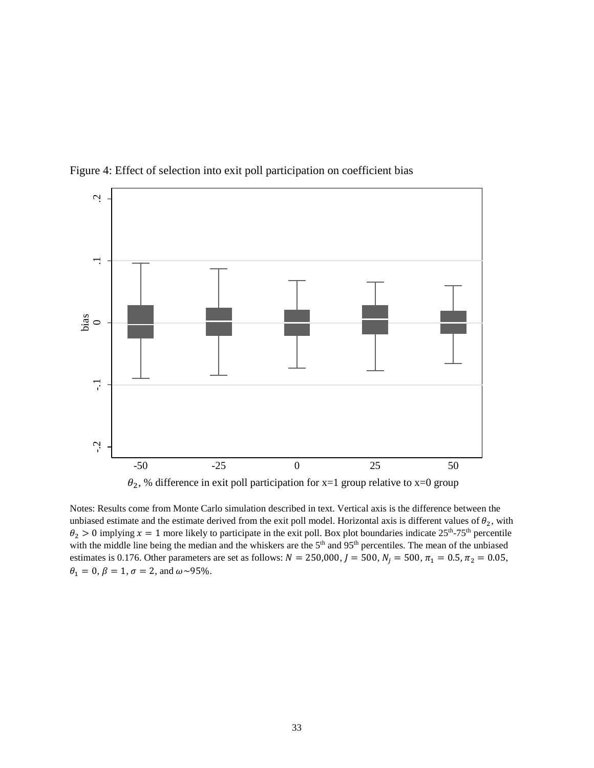Figure 4: Effect of selection into exit poll participation on coefficient bias

Notes: Results come from Monte Carlo simulation described in text. Vertical axis is the difference between the unbiased estimate and the estimate derived from the exit poll model. Horizontal axis is different values of $\theta_2$, with $\theta_2 > 0$ implying $x = 1$ more likely to participate in the exit poll. Box plot boundaries indicate 25th-75th percentile with the middle line being the median and the whiskers are the 5th and 95th percentiles. The mean of the unbiased estimates is 0.176. Other parameters are set as follows: $N = 250{,}000$, $J = 500$, $N_j = 500$, $\pi_1 = 0.5$, $\pi_2 = 0.05$, $\theta_1 = 0$, $\beta = 1$, $\sigma = 2$, and $\omega \sim 95\%$.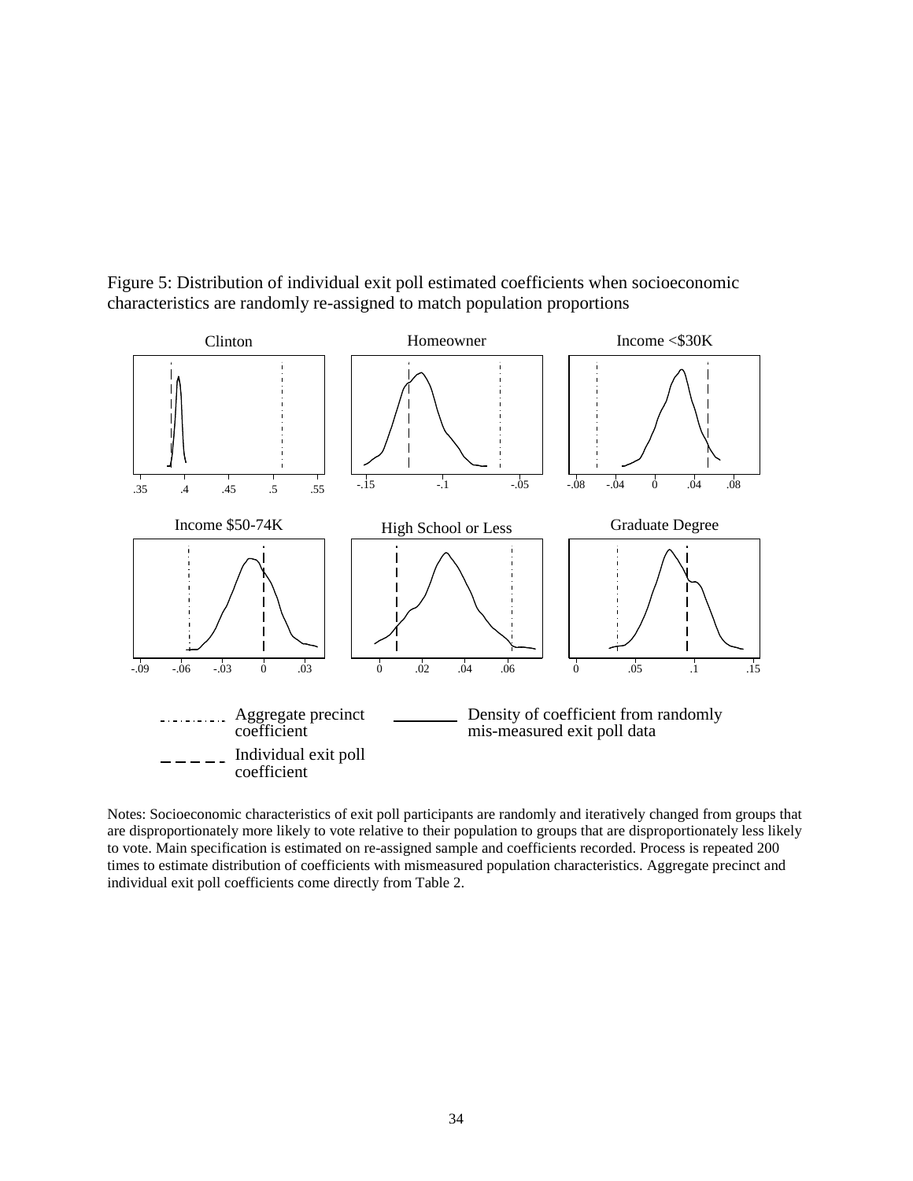Figure 5: Distribution of individual exit poll estimated coefficients when socioeconomic characteristics are randomly re-assigned to match population proportions

Clinton

Homeowner

Income <$30K

Income $50-74K

High School or Less

Graduate Degree

Aggregate precinct coefficient

Individual exit poll coefficient

Density of coefficient from randomly mis-measured exit poll data

Notes: Socioeconomic characteristics of exit poll participants are randomly and iteratively changed from groups that are disproportionately more likely to vote relative to their population to groups that are disproportionately less likely to vote. Main specification is estimated on re-assigned sample and coefficients recorded. Process is repeated 200 times to estimate distribution of coefficients with mismeasured population characteristics. Aggregate precinct and individual exit poll coefficients come directly from Table 2.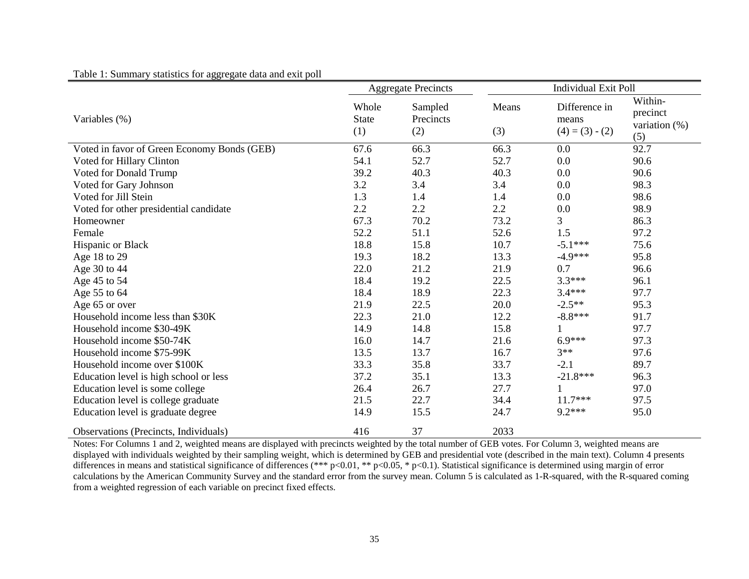Table 1: Summary statistics for aggregate data and exit poll

| Variables (%) | Aggregate Precincts | | Individual Exit Poll | | |
|---|---|---|---|---|---|
| | Whole State (1) | Sampled Precincts (2) | Means (3) | Difference in means (4) = (3) - (2) | Within-precinct variation (%) (5) |
| Voted in favor of Green Economy Bonds (GEB) | 67.6 | 66.3 | 66.3 | 0.0 | 92.7 |
| Voted for Hillary Clinton | 54.1 | 52.7 | 52.7 | 0.0 | 90.6 |
| Voted for Donald Trump | 39.2 | 40.3 | 40.3 | 0.0 | 90.6 |
| Voted for Gary Johnson | 3.2 | 3.4 | 3.4 | 0.0 | 98.3 |
| Voted for Jill Stein | 1.3 | 1.4 | 1.4 | 0.0 | 98.6 |
| Voted for other presidential candidate | 2.2 | 2.2 | 2.2 | 0.0 | 98.9 |
| Homeowner | 67.3 | 70.2 | 73.2 | 3 | 86.3 |
| Female | 52.2 | 51.1 | 52.6 | 1.5 | 97.2 |
| Hispanic or Black | 18.8 | 15.8 | 10.7 | -5.1*** | 75.6 |
| Age 18 to 29 | 19.3 | 18.2 | 13.3 | -4.9*** | 95.8 |
| Age 30 to 44 | 22.0 | 21.2 | 21.9 | 0.7 | 96.6 |
| Age 45 to 54 | 18.4 | 19.2 | 22.5 | 3.3*** | 96.1 |
| Age 55 to 64 | 18.4 | 18.9 | 22.3 | 3.4*** | 97.7 |
| Age 65 or over | 21.9 | 22.5 | 20.0 | -2.5** | 95.3 |
| Household income less than $30K | 22.3 | 21.0 | 12.2 | -8.8*** | 91.7 |
| Household income $30-49K | 14.9 | 14.8 | 15.8 | 1 | 97.7 |
| Household income $50-74K | 16.0 | 14.7 | 21.6 | 6.9*** | 97.3 |
| Household income $75-99K | 13.5 | 13.7 | 16.7 | 3** | 97.6 |
| Household income over $100K | 33.3 | 35.8 | 33.7 | -2.1 | 89.7 |
| Education level is high school or less | 37.2 | 35.1 | 13.3 | -21.8*** | 96.3 |
| Education level is some college | 26.4 | 26.7 | 27.7 | 1 | 97.0 |
| Education level is college graduate | 21.5 | 22.7 | 34.4 | 11.7*** | 97.5 |
| Education level is graduate degree | 14.9 | 15.5 | 24.7 | 9.2*** | 95.0 |
| Observations (Precincts, Individuals) | 416 | 37 | 2033 | | |

Notes: For Columns 1 and 2, weighted means are displayed with precincts weighted by the total number of GEB votes. For Column 3, weighted means are displayed with individuals weighted by their sampling weight, which is determined by GEB and presidential vote (described in the main text). Column 4 presents differences in means and statistical significance of differences (*** p<0.01, ** p<0.05, * p<0.1). Statistical significance is determined using margin of error calculations by the American Community Survey and the standard error from the survey mean. Column 5 is calculated as 1-R-squared, with the R-squared coming from a weighted regression of each variable on precinct fixed effects.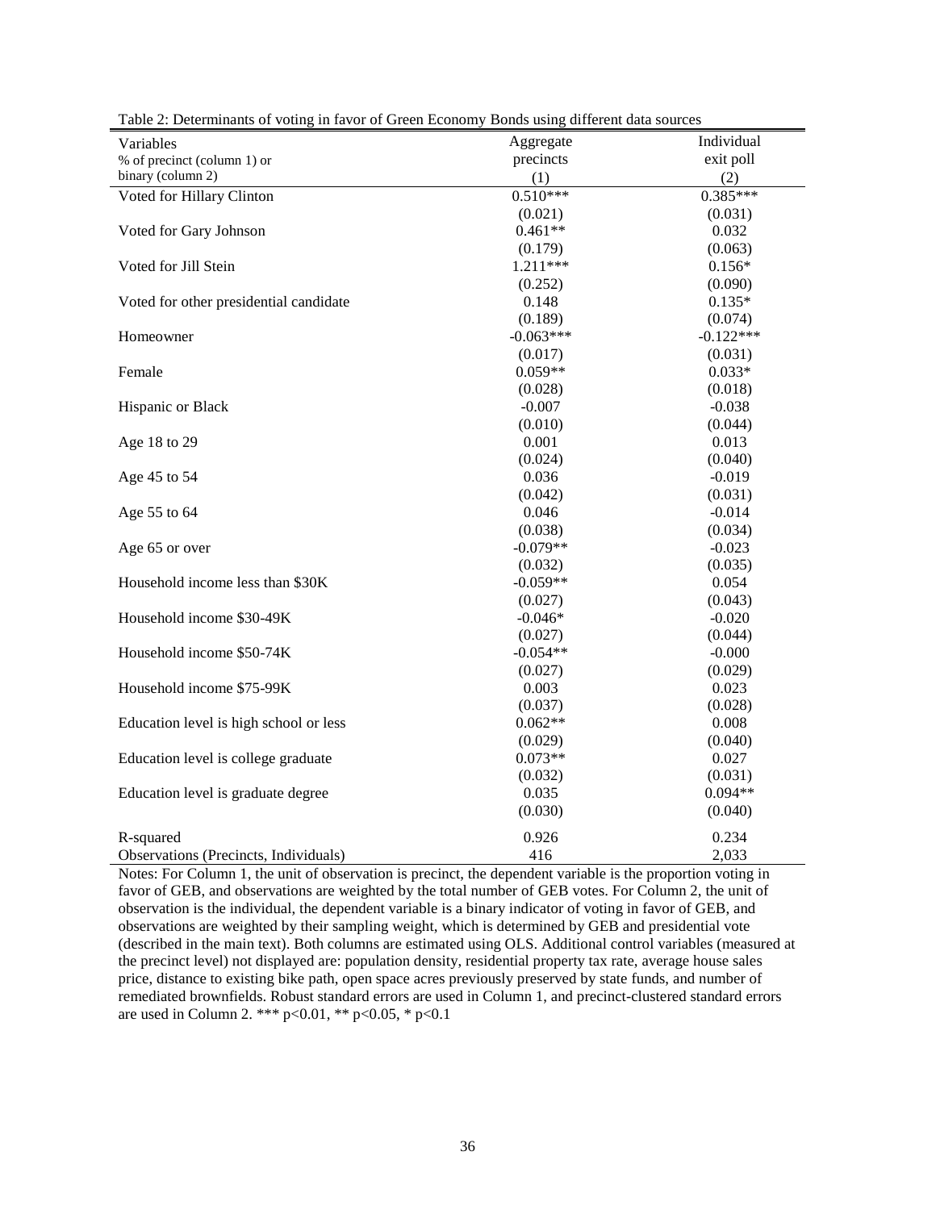Table 2: Determinants of voting in favor of Green Economy Bonds using different data sources

| Variables | Aggregate | Individual |
|---|---|---|
| % of precinct (column 1) or | precincts | exit poll |
| binary (column 2) | (1) | (2) |
| Voted for Hillary Clinton | 0.510*** | 0.385*** |
| | (0.021) | (0.031) |
| Voted for Gary Johnson | 0.461** | 0.032 |
| | (0.179) | (0.063) |
| Voted for Jill Stein | 1.211*** | 0.156* |
| | (0.252) | (0.090) |
| Voted for other presidential candidate | 0.148 | 0.135* |
| | (0.189) | (0.074) |
| Homeowner | -0.063*** | -0.122*** |
| | (0.017) | (0.031) |
| Female | 0.059** | 0.033* |
| | (0.028) | (0.018) |
| Hispanic or Black | -0.007 | -0.038 |
| | (0.010) | (0.044) |
| Age 18 to 29 | 0.001 | 0.013 |
| | (0.024) | (0.040) |
| Age 45 to 54 | 0.036 | -0.019 |
| | (0.042) | (0.031) |
| Age 55 to 64 | 0.046 | -0.014 |
| | (0.038) | (0.034) |
| Age 65 or over | -0.079** | -0.023 |
| | (0.032) | (0.035) |
| Household income less than $30K | -0.059** | 0.054 |
| | (0.027) | (0.043) |
| Household income $30-49K | -0.046* | -0.020 |
| | (0.027) | (0.044) |
| Household income $50-74K | -0.054** | -0.000 |
| | (0.027) | (0.029) |
| Household income $75-99K | 0.003 | 0.023 |
| | (0.037) | (0.028) |
| Education level is high school or less | 0.062** | 0.008 |
| | (0.029) | (0.040) |
| Education level is college graduate | 0.073** | 0.027 |
| | (0.032) | (0.031) |
| Education level is graduate degree | 0.035 | 0.094** |
| | (0.030) | (0.040) |
| R-squared | 0.926 | 0.234 |
| Observations (Precincts, Individuals) | 416 | 2,033 |

Notes: For Column 1, the unit of observation is precinct, the dependent variable is the proportion voting in favor of GEB, and observations are weighted by the total number of GEB votes. For Column 2, the unit of observation is the individual, the dependent variable is a binary indicator of voting in favor of GEB, and observations are weighted by their sampling weight, which is determined by GEB and presidential vote (described in the main text). Both columns are estimated using OLS. Additional control variables (measured at the precinct level) not displayed are: population density, residential property tax rate, average house sales price, distance to existing bike path, open space acres previously preserved by state funds, and number of remediated brownfields. Robust standard errors are used in Column 1, and precinct-clustered standard errors are used in Column 2. *** $p<0.01$, ** $p<0.05$, * $p<0.1$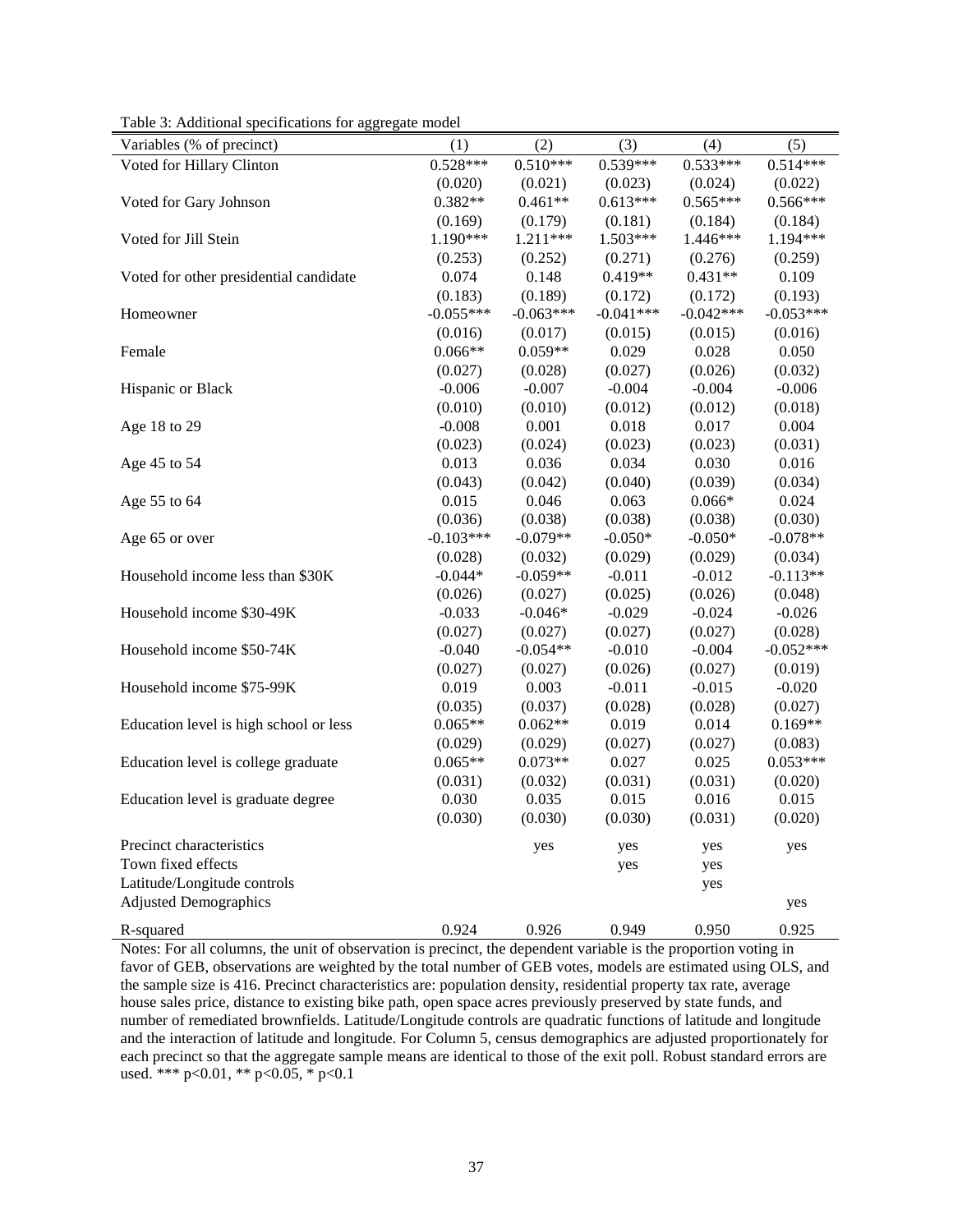Table 3: Additional specifications for aggregate model

| Variables (% of precinct) | (1) | (2) | (3) | (4) | (5) |
|---|---|---|---|---|---|
| Voted for Hillary Clinton | 0.528*** | 0.510*** | 0.539*** | 0.533*** | 0.514*** |
| | (0.020) | (0.021) | (0.023) | (0.024) | (0.022) |
| Voted for Gary Johnson | 0.382** | 0.461** | 0.613*** | 0.565*** | 0.566*** |
| | (0.169) | (0.179) | (0.181) | (0.184) | (0.184) |
| Voted for Jill Stein | 1.190*** | 1.211*** | 1.503*** | 1.446*** | 1.194*** |
| | (0.253) | (0.252) | (0.271) | (0.276) | (0.259) |
| Voted for other presidential candidate | 0.074 | 0.148 | 0.419** | 0.431** | 0.109 |
| | (0.183) | (0.189) | (0.172) | (0.172) | (0.193) |
| Homeowner | -0.055*** | -0.063*** | -0.041*** | -0.042*** | -0.053*** |
| | (0.016) | (0.017) | (0.015) | (0.015) | (0.016) |
| Female | 0.066** | 0.059** | 0.029 | 0.028 | 0.050 |
| | (0.027) | (0.028) | (0.027) | (0.026) | (0.032) |
| Hispanic or Black | -0.006 | -0.007 | -0.004 | -0.004 | -0.006 |
| | (0.010) | (0.010) | (0.012) | (0.012) | (0.018) |
| Age 18 to 29 | -0.008 | 0.001 | 0.018 | 0.017 | 0.004 |
| | (0.023) | (0.024) | (0.023) | (0.023) | (0.031) |
| Age 45 to 54 | 0.013 | 0.036 | 0.034 | 0.030 | 0.016 |
| | (0.043) | (0.042) | (0.040) | (0.039) | (0.034) |
| Age 55 to 64 | 0.015 | 0.046 | 0.063 | 0.066* | 0.024 |
| | (0.036) | (0.038) | (0.038) | (0.038) | (0.030) |
| Age 65 or over | -0.103*** | -0.079** | -0.050* | -0.050* | -0.078** |
| | (0.028) | (0.032) | (0.029) | (0.029) | (0.034) |
| Household income less than \$30K | -0.044* | -0.059** | -0.011 | -0.012 | -0.113** |
| | (0.026) | (0.027) | (0.025) | (0.026) | (0.048) |
| Household income \$30-49K | -0.033 | -0.046* | -0.029 | -0.024 | -0.026 |
| | (0.027) | (0.027) | (0.027) | (0.027) | (0.028) |
| Household income \$50-74K | -0.040 | -0.054** | -0.010 | -0.004 | -0.052*** |
| | (0.027) | (0.027) | (0.026) | (0.027) | (0.019) |
| Household income \$75-99K | 0.019 | 0.003 | -0.011 | -0.015 | -0.020 |
| | (0.035) | (0.037) | (0.028) | (0.028) | (0.027) |
| Education level is high school or less | 0.065** | 0.062** | 0.019 | 0.014 | 0.169** |
| | (0.029) | (0.029) | (0.027) | (0.027) | (0.083) |
| Education level is college graduate | 0.065** | 0.073** | 0.027 | 0.025 | 0.053*** |
| | (0.031) | (0.032) | (0.031) | (0.031) | (0.020) |
| Education level is graduate degree | 0.030 | 0.035 | 0.015 | 0.016 | 0.015 |
| | (0.030) | (0.030) | (0.030) | (0.031) | (0.020) |
| Precinct characteristics | | yes | yes | yes | yes |
| Town fixed effects | | | yes | yes | |
| Latitude/Longitude controls | | | | yes | |
| Adjusted Demographics | | | | | yes |
| R-squared | 0.924 | 0.926 | 0.949 | 0.950 | 0.925 |

Notes: For all columns, the unit of observation is precinct, the dependent variable is the proportion voting in favor of GEB, observations are weighted by the total number of GEB votes, models are estimated using OLS, and the sample size is 416. Precinct characteristics are: population density, residential property tax rate, average house sales price, distance to existing bike path, open space acres previously preserved by state funds, and number of remediated brownfields. Latitude/Longitude controls are quadratic functions of latitude and longitude and the interaction of latitude and longitude. For Column 5, census demographics are adjusted proportionately for each precinct so that the aggregate sample means are identical to those of the exit poll. Robust standard errors are used. *** p<0.01, ** p<0.05, * p<0.1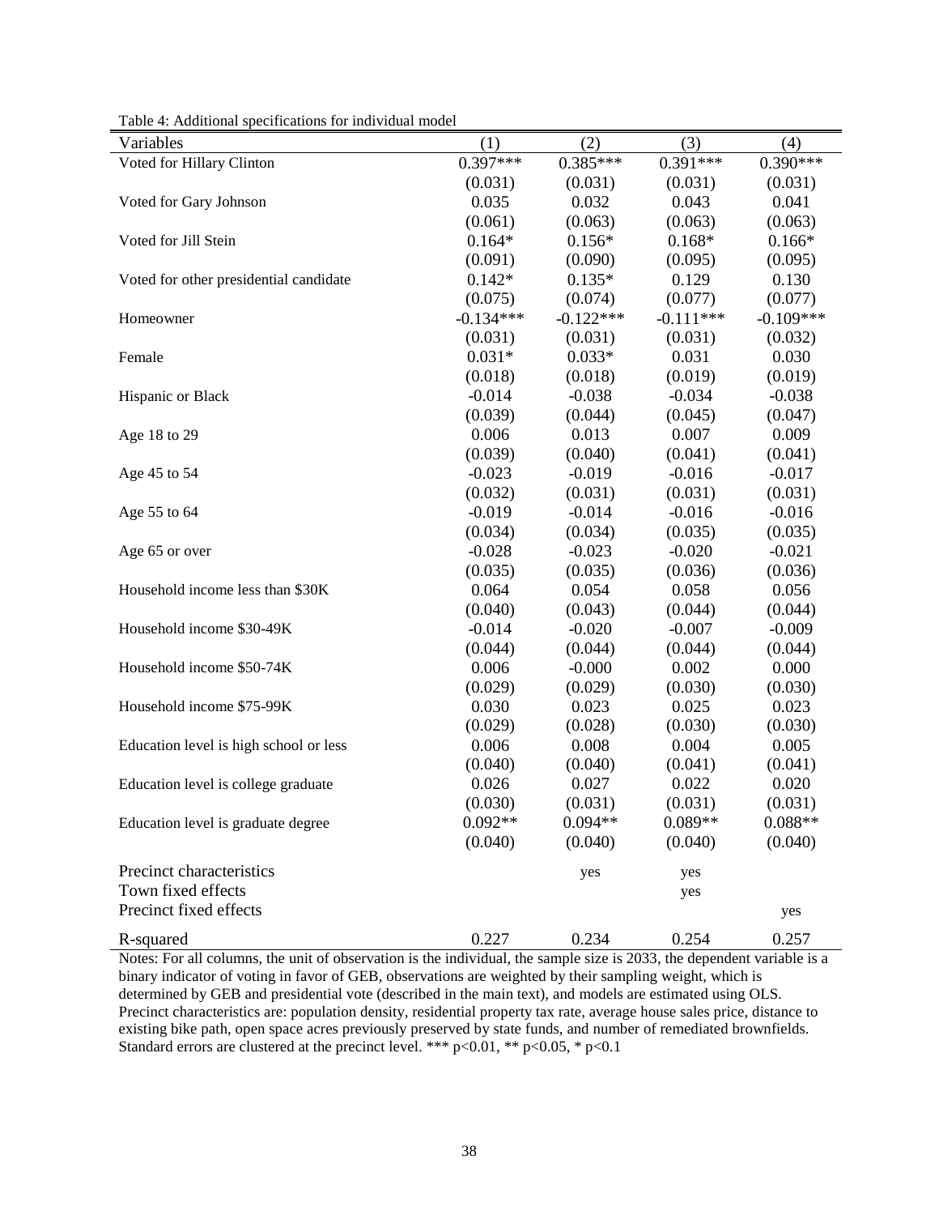Table 4: Additional specifications for individual model

| Variables | (1) | (2) | (3) | (4) |
|---|---|---|---|---|
| Voted for Hillary Clinton | 0.397*** | 0.385*** | 0.391*** | 0.390*** |
| | (0.031) | (0.031) | (0.031) | (0.031) |
| Voted for Gary Johnson | 0.035 | 0.032 | 0.043 | 0.041 |
| | (0.061) | (0.063) | (0.063) | (0.063) |
| Voted for Jill Stein | 0.164* | 0.156* | 0.168* | 0.166* |
| | (0.091) | (0.090) | (0.095) | (0.095) |
| Voted for other presidential candidate | 0.142* | 0.135* | 0.129 | 0.130 |
| | (0.075) | (0.074) | (0.077) | (0.077) |
| Homeowner | -0.134*** | -0.122*** | -0.111*** | -0.109*** |
| | (0.031) | (0.031) | (0.031) | (0.032) |
| Female | 0.031* | 0.033* | 0.031 | 0.030 |
| | (0.018) | (0.018) | (0.019) | (0.019) |
| Hispanic or Black | -0.014 | -0.038 | -0.034 | -0.038 |
| | (0.039) | (0.044) | (0.045) | (0.047) |
| Age 18 to 29 | 0.006 | 0.013 | 0.007 | 0.009 |
| | (0.039) | (0.040) | (0.041) | (0.041) |
| Age 45 to 54 | -0.023 | -0.019 | -0.016 | -0.017 |
| | (0.032) | (0.031) | (0.031) | (0.031) |
| Age 55 to 64 | -0.019 | -0.014 | -0.016 | -0.016 |
| | (0.034) | (0.034) | (0.035) | (0.035) |
| Age 65 or over | -0.028 | -0.023 | -0.020 | -0.021 |
| | (0.035) | (0.035) | (0.036) | (0.036) |
| Household income less than $30K | 0.064 | 0.054 | 0.058 | 0.056 |
| | (0.040) | (0.043) | (0.044) | (0.044) |
| Household income $30-49K | -0.014 | -0.020 | -0.007 | -0.009 |
| | (0.044) | (0.044) | (0.044) | (0.044) |
| Household income $50-74K | 0.006 | -0.000 | 0.002 | 0.000 |
| | (0.029) | (0.029) | (0.030) | (0.030) |
| Household income $75-99K | 0.030 | 0.023 | 0.025 | 0.023 |
| | (0.029) | (0.028) | (0.030) | (0.030) |
| Education level is high school or less | 0.006 | 0.008 | 0.004 | 0.005 |
| | (0.040) | (0.040) | (0.041) | (0.041) |
| Education level is college graduate | 0.026 | 0.027 | 0.022 | 0.020 |
| | (0.030) | (0.031) | (0.031) | (0.031) |
| Education level is graduate degree | 0.092** | 0.094** | 0.089** | 0.088** |
| | (0.040) | (0.040) | (0.040) | (0.040) |
| Precinct characteristics | | yes | yes | |
| Town fixed effects | | | yes | |
| Precinct fixed effects | | | | yes |
| R-squared | 0.227 | 0.234 | 0.254 | 0.257 |

Notes: For all columns, the unit of observation is the individual, the sample size is 2033, the dependent variable is a binary indicator of voting in favor of GEB, observations are weighted by their sampling weight, which is determined by GEB and presidential vote (described in the main text), and models are estimated using OLS. Precinct characteristics are: population density, residential property tax rate, average house sales price, distance to existing bike path, open space acres previously preserved by state funds, and number of remediated brownfields. Standard errors are clustered at the precinct level. *** $p<0.01$, ** $p<0.05$, * $p<0.1$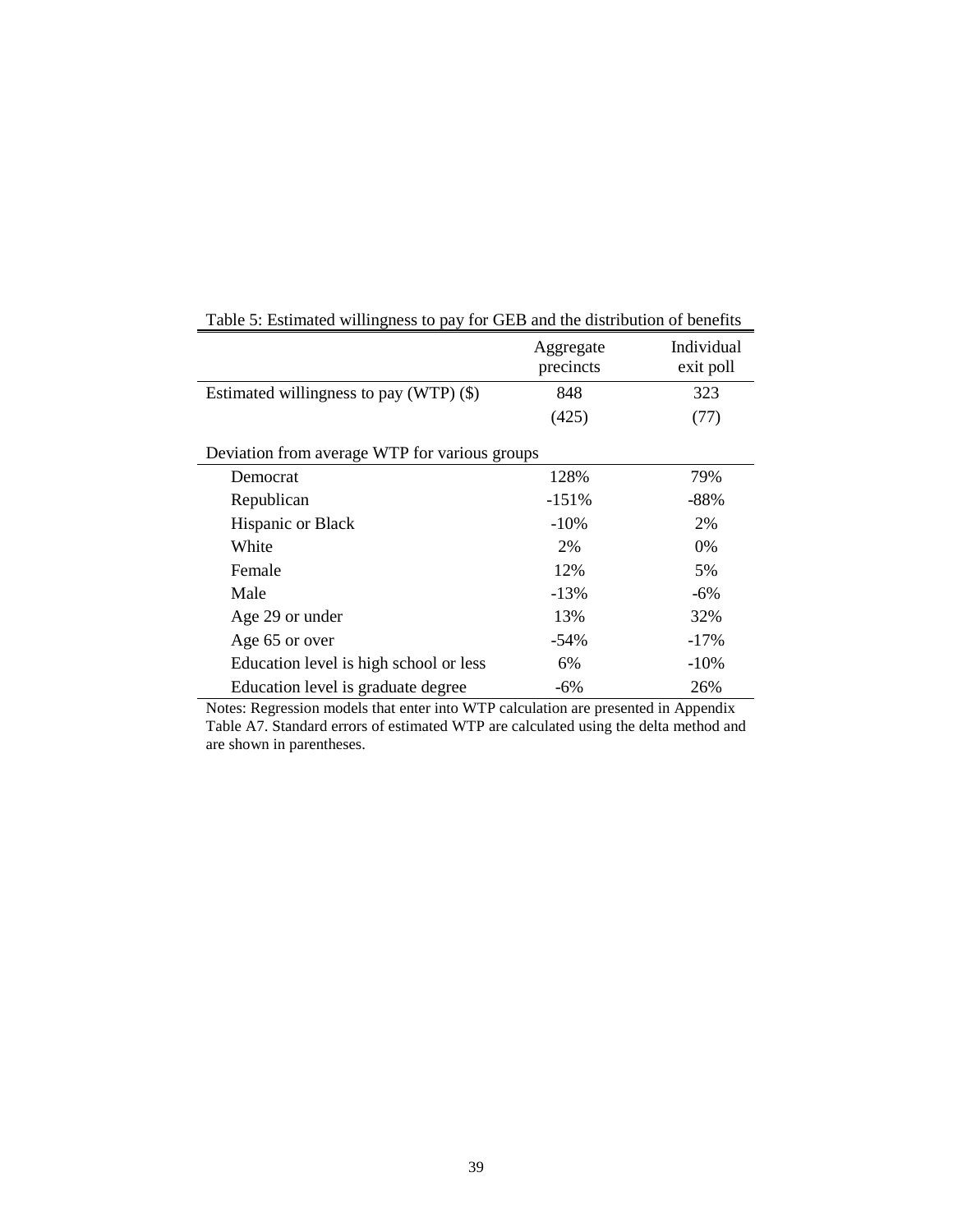Table 5: Estimated willingness to pay for GEB and the distribution of benefits

| | Aggregate precincts | Individual exit poll |
|---|---|---|
| Estimated willingness to pay (WTP) ($) | 848 | 323 |
| | (425) | (77) |
| Deviation from average WTP for various groups | | |
| Democrat | 128% | 79% |
| Republican | -151% | -88% |
| Hispanic or Black | -10% | 2% |
| White | 2% | 0% |
| Female | 12% | 5% |
| Male | -13% | -6% |
| Age 29 or under | 13% | 32% |
| Age 65 or over | -54% | -17% |
| Education level is high school or less | 6% | -10% |
| Education level is graduate degree | -6% | 26% |

Notes: Regression models that enter into WTP calculation are presented in Appendix Table A7. Standard errors of estimated WTP are calculated using the delta method and are shown in parentheses.